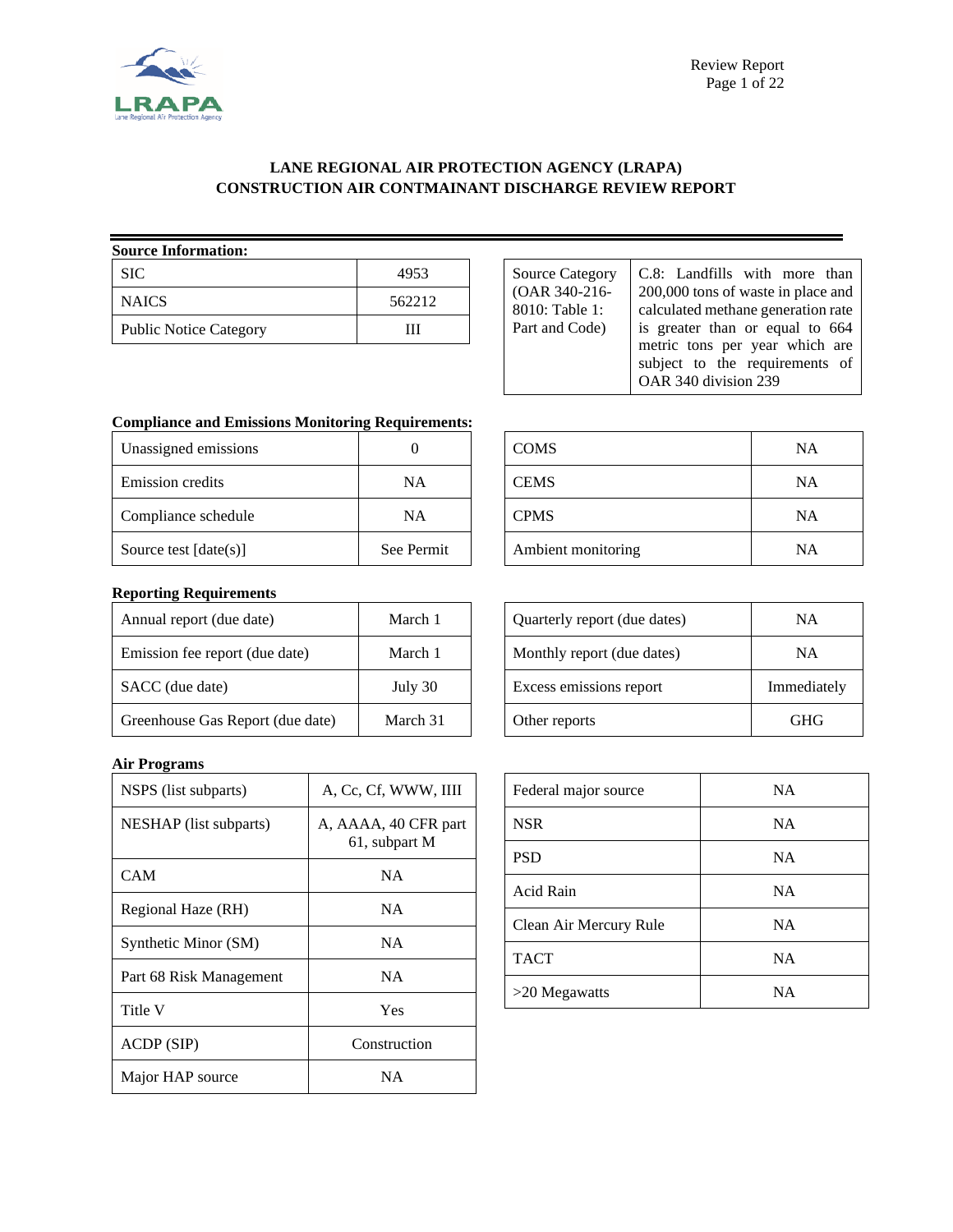## LANE REGIONAL AIR PROTECTION AGENCY (LRAPA)
## CONSTRUCTION AIR CONTMAINANT DISCHARGE REVIEW REPORT

**Source Information:**

| | |
|---|---|
| SIC | 4953 |
| NAICS | 562212 |
| Public Notice Category | III |

| | |
|---|---|
| Source Category (OAR 340-216-8010: Table 1: Part and Code) | C.8: Landfills with more than 200,000 tons of waste in place and calculated methane generation rate is greater than or equal to 664 metric tons per year which are subject to the requirements of OAR 340 division 239 |

**Compliance and Emissions Monitoring Requirements:**

| | |
|---|---|
| Unassigned emissions | 0 |
| Emission credits | NA |
| Compliance schedule | NA |
| Source test [date(s)] | See Permit |

| | |
|---|---|
| COMS | NA |
| CEMS | NA |
| CPMS | NA |
| Ambient monitoring | NA |

**Reporting Requirements**

| | |
|---|---|
| Annual report (due date) | March 1 |
| Emission fee report (due date) | March 1 |
| SACC (due date) | July 30 |
| Greenhouse Gas Report (due date) | March 31 |

| | |
|---|---|
| Quarterly report (due dates) | NA |
| Monthly report (due dates) | NA |
| Excess emissions report | Immediately |
| Other reports | GHG |

**Air Programs**

| | |
|---|---|
| NSPS (list subparts) | A, Cc, Cf, WWW, IIII |
| NESHAP (list subparts) | A, AAAA, 40 CFR part 61, subpart M |
| CAM | NA |
| Regional Haze (RH) | NA |
| Synthetic Minor (SM) | NA |
| Part 68 Risk Management | NA |
| Title V | Yes |
| ACDP (SIP) | Construction |
| Major HAP source | NA |

| | |
|---|---|
| Federal major source | NA |
| NSR | NA |
| PSD | NA |
| Acid Rain | NA |
| Clean Air Mercury Rule | NA |
| TACT | NA |
| >20 Megawatts | NA |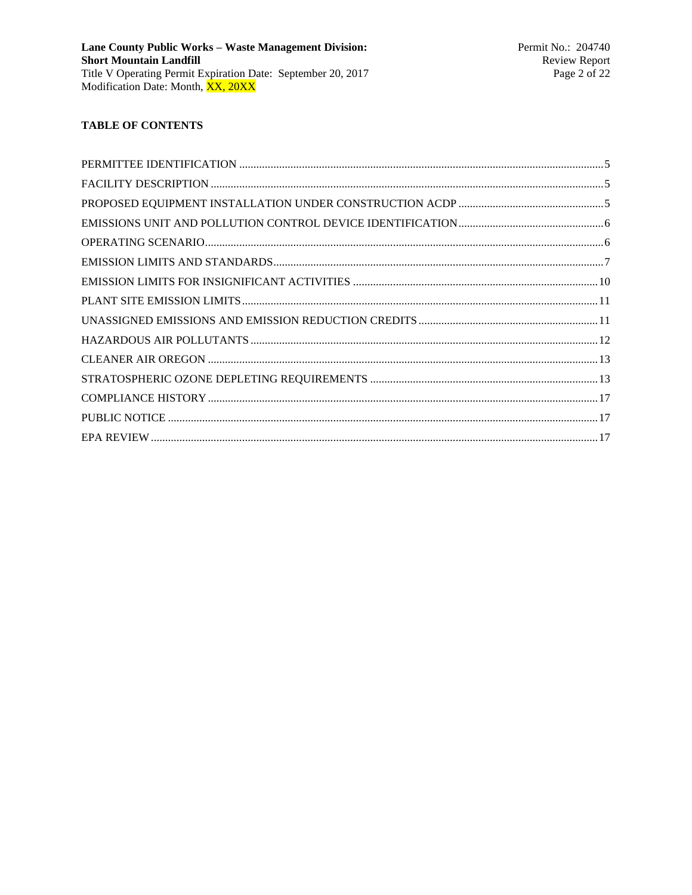**TABLE OF CONTENTS**

PERMITTEE IDENTIFICATION .....5
FACILITY DESCRIPTION .....5
PROPOSED EQUIPMENT INSTALLATION UNDER CONSTRUCTION ACDP .....5
EMISSIONS UNIT AND POLLUTION CONTROL DEVICE IDENTIFICATION .....6
OPERATING SCENARIO .....6
EMISSION LIMITS AND STANDARDS .....7
EMISSION LIMITS FOR INSIGNIFICANT ACTIVITIES .....10
PLANT SITE EMISSION LIMITS .....11
UNASSIGNED EMISSIONS AND EMISSION REDUCTION CREDITS .....11
HAZARDOUS AIR POLLUTANTS .....12
CLEANER AIR OREGON .....13
STRATOSPHERIC OZONE DEPLETING REQUIREMENTS .....13
COMPLIANCE HISTORY .....17
PUBLIC NOTICE .....17
EPA REVIEW .....17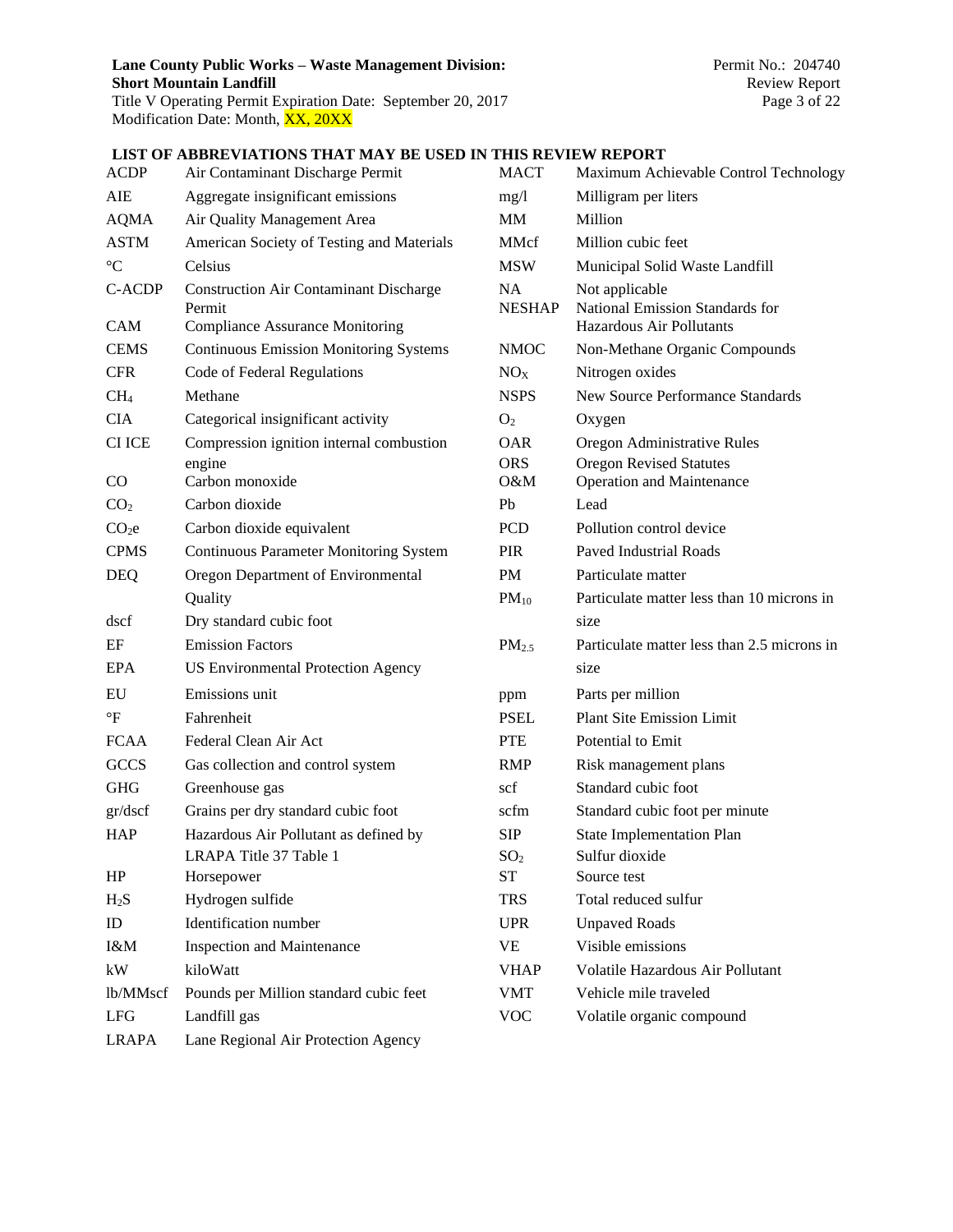## LIST OF ABBREVIATIONS THAT MAY BE USED IN THIS REVIEW REPORT

| | | | |
|---|---|---|---|
| ACDP | Air Contaminant Discharge Permit | MACT | Maximum Achievable Control Technology |
| AIE | Aggregate insignificant emissions | mg/l | Milligram per liters |
| AQMA | Air Quality Management Area | MM | Million |
| ASTM | American Society of Testing and Materials | MMcf | Million cubic feet |
| °C | Celsius | MSW | Municipal Solid Waste Landfill |
| C-ACDP | Construction Air Contaminant Discharge Permit | NA | Not applicable |
| CAM | Compliance Assurance Monitoring | NESHAP | National Emission Standards for Hazardous Air Pollutants |
| CEMS | Continuous Emission Monitoring Systems | NMOC | Non-Methane Organic Compounds |
| CFR | Code of Federal Regulations | $NO_X$ | Nitrogen oxides |
| $CH_4$ | Methane | NSPS | New Source Performance Standards |
| CIA | Categorical insignificant activity | $O_2$ | Oxygen |
| CI ICE | Compression ignition internal combustion engine | OAR | Oregon Administrative Rules |
| | | ORS | Oregon Revised Statutes |
| CO | Carbon monoxide | O&M | Operation and Maintenance |
| $CO_2$ | Carbon dioxide | Pb | Lead |
| $CO_2e$ | Carbon dioxide equivalent | PCD | Pollution control device |
| CPMS | Continuous Parameter Monitoring System | PIR | Paved Industrial Roads |
| DEQ | Oregon Department of Environmental Quality | PM | Particulate matter |
| | | $PM_{10}$ | Particulate matter less than 10 microns in size |
| dscf | Dry standard cubic foot | | |
| EF | Emission Factors | $PM_{2.5}$ | Particulate matter less than 2.5 microns in size |
| EPA | US Environmental Protection Agency | | |
| EU | Emissions unit | ppm | Parts per million |
| °F | Fahrenheit | PSEL | Plant Site Emission Limit |
| FCAA | Federal Clean Air Act | PTE | Potential to Emit |
| GCCS | Gas collection and control system | RMP | Risk management plans |
| GHG | Greenhouse gas | scf | Standard cubic foot |
| gr/dscf | Grains per dry standard cubic foot | scfm | Standard cubic foot per minute |
| HAP | Hazardous Air Pollutant as defined by LRAPA Title 37 Table 1 | SIP | State Implementation Plan |
| | | $SO_2$ | Sulfur dioxide |
| HP | Horsepower | ST | Source test |
| $H_2S$ | Hydrogen sulfide | TRS | Total reduced sulfur |
| ID | Identification number | UPR | Unpaved Roads |
| I&M | Inspection and Maintenance | VE | Visible emissions |
| kW | kiloWatt | VHAP | Volatile Hazardous Air Pollutant |
| lb/MMscf | Pounds per Million standard cubic feet | VMT | Vehicle mile traveled |
| LFG | Landfill gas | VOC | Volatile organic compound |
| LRAPA | Lane Regional Air Protection Agency | | |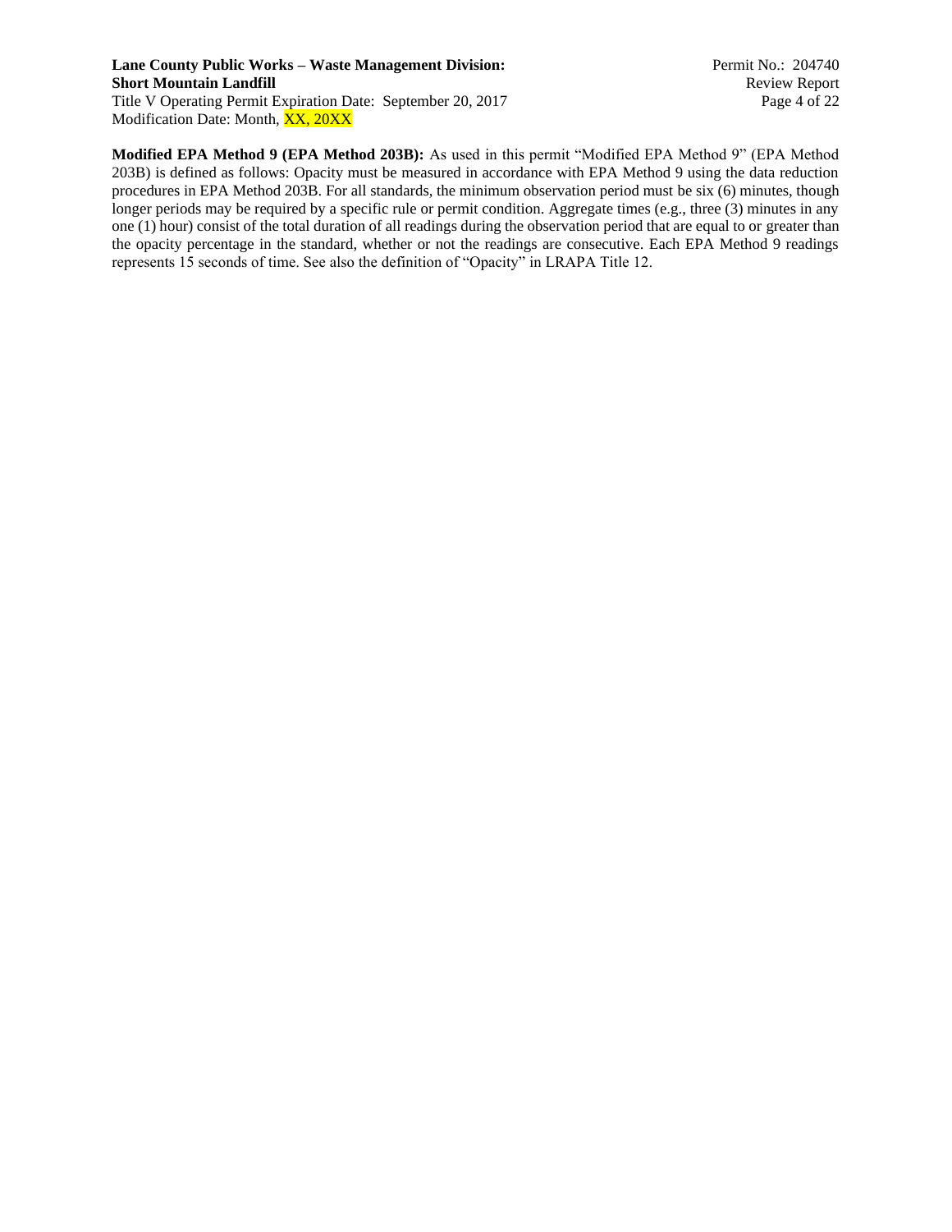**Modified EPA Method 9 (EPA Method 203B):** As used in this permit "Modified EPA Method 9" (EPA Method 203B) is defined as follows: Opacity must be measured in accordance with EPA Method 9 using the data reduction procedures in EPA Method 203B. For all standards, the minimum observation period must be six (6) minutes, though longer periods may be required by a specific rule or permit condition. Aggregate times (e.g., three (3) minutes in any one (1) hour) consist of the total duration of all readings during the observation period that are equal to or greater than the opacity percentage in the standard, whether or not the readings are consecutive. Each EPA Method 9 readings represents 15 seconds of time. See also the definition of "Opacity" in LRAPA Title 12.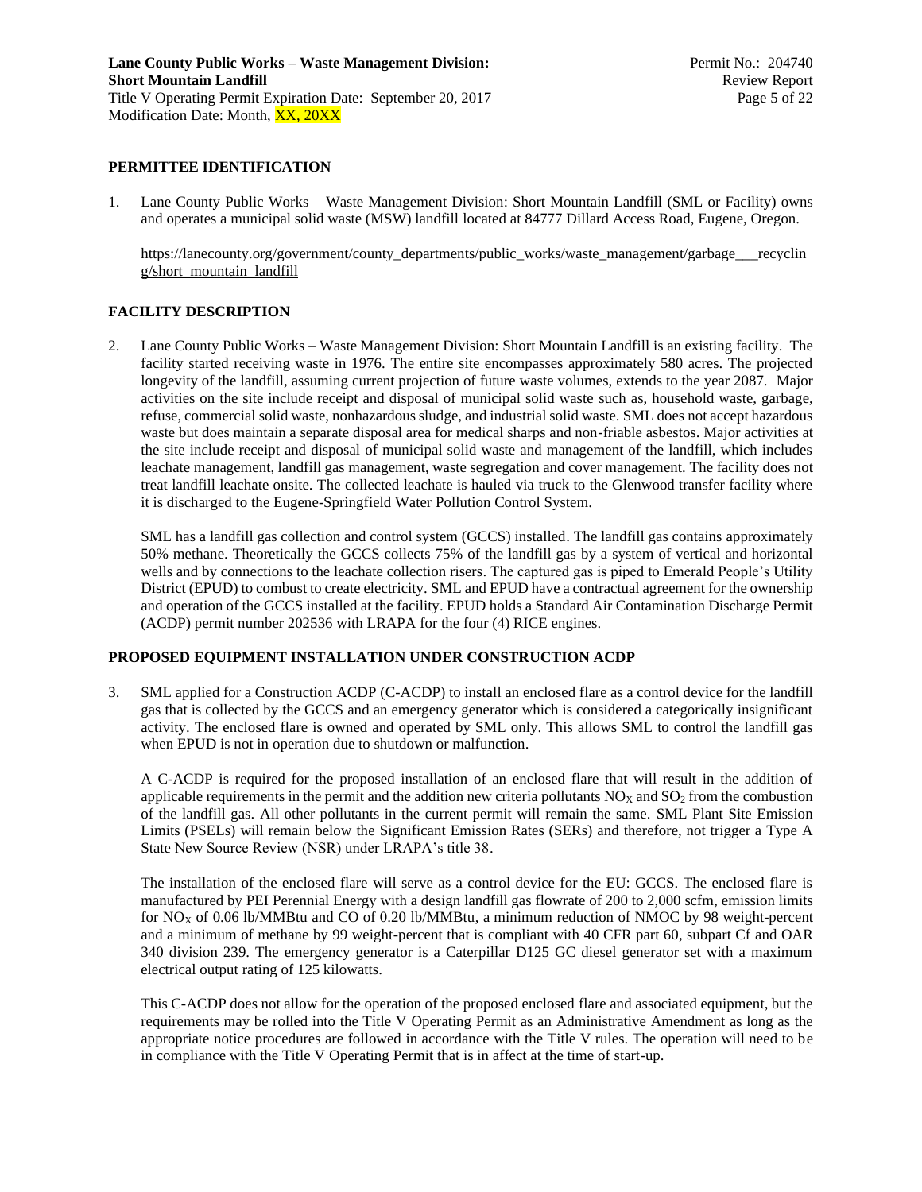## PERMITTEE IDENTIFICATION

1. Lane County Public Works – Waste Management Division: Short Mountain Landfill (SML or Facility) owns and operates a municipal solid waste (MSW) landfill located at 84777 Dillard Access Road, Eugene, Oregon.

   https://lanecounty.org/government/county_departments/public_works/waste_management/garbage___recycling/short_mountain_landfill

## FACILITY DESCRIPTION

2. Lane County Public Works – Waste Management Division: Short Mountain Landfill is an existing facility. The facility started receiving waste in 1976. The entire site encompasses approximately 580 acres. The projected longevity of the landfill, assuming current projection of future waste volumes, extends to the year 2087. Major activities on the site include receipt and disposal of municipal solid waste such as, household waste, garbage, refuse, commercial solid waste, nonhazardous sludge, and industrial solid waste. SML does not accept hazardous waste but does maintain a separate disposal area for medical sharps and non-friable asbestos. Major activities at the site include receipt and disposal of municipal solid waste and management of the landfill, which includes leachate management, landfill gas management, waste segregation and cover management. The facility does not treat landfill leachate onsite. The collected leachate is hauled via truck to the Glenwood transfer facility where it is discharged to the Eugene-Springfield Water Pollution Control System.

   SML has a landfill gas collection and control system (GCCS) installed. The landfill gas contains approximately 50% methane. Theoretically the GCCS collects 75% of the landfill gas by a system of vertical and horizontal wells and by connections to the leachate collection risers. The captured gas is piped to Emerald People's Utility District (EPUD) to combust to create electricity. SML and EPUD have a contractual agreement for the ownership and operation of the GCCS installed at the facility. EPUD holds a Standard Air Contamination Discharge Permit (ACDP) permit number 202536 with LRAPA for the four (4) RICE engines.

## PROPOSED EQUIPMENT INSTALLATION UNDER CONSTRUCTION ACDP

3. SML applied for a Construction ACDP (C-ACDP) to install an enclosed flare as a control device for the landfill gas that is collected by the GCCS and an emergency generator which is considered a categorically insignificant activity. The enclosed flare is owned and operated by SML only. This allows SML to control the landfill gas when EPUD is not in operation due to shutdown or malfunction.

   A C-ACDP is required for the proposed installation of an enclosed flare that will result in the addition of applicable requirements in the permit and the addition new criteria pollutants $NO_X$ and $SO_2$ from the combustion of the landfill gas. All other pollutants in the current permit will remain the same. SML Plant Site Emission Limits (PSELs) will remain below the Significant Emission Rates (SERs) and therefore, not trigger a Type A State New Source Review (NSR) under LRAPA's title 38.

   The installation of the enclosed flare will serve as a control device for the EU: GCCS. The enclosed flare is manufactured by PEI Perennial Energy with a design landfill gas flowrate of 200 to 2,000 scfm, emission limits for $NO_X$ of 0.06 lb/MMBtu and CO of 0.20 lb/MMBtu, a minimum reduction of NMOC by 98 weight-percent and a minimum of methane by 99 weight-percent that is compliant with 40 CFR part 60, subpart Cf and OAR 340 division 239. The emergency generator is a Caterpillar D125 GC diesel generator set with a maximum electrical output rating of 125 kilowatts.

   This C-ACDP does not allow for the operation of the proposed enclosed flare and associated equipment, but the requirements may be rolled into the Title V Operating Permit as an Administrative Amendment as long as the appropriate notice procedures are followed in accordance with the Title V rules. The operation will need to be in compliance with the Title V Operating Permit that is in affect at the time of start-up.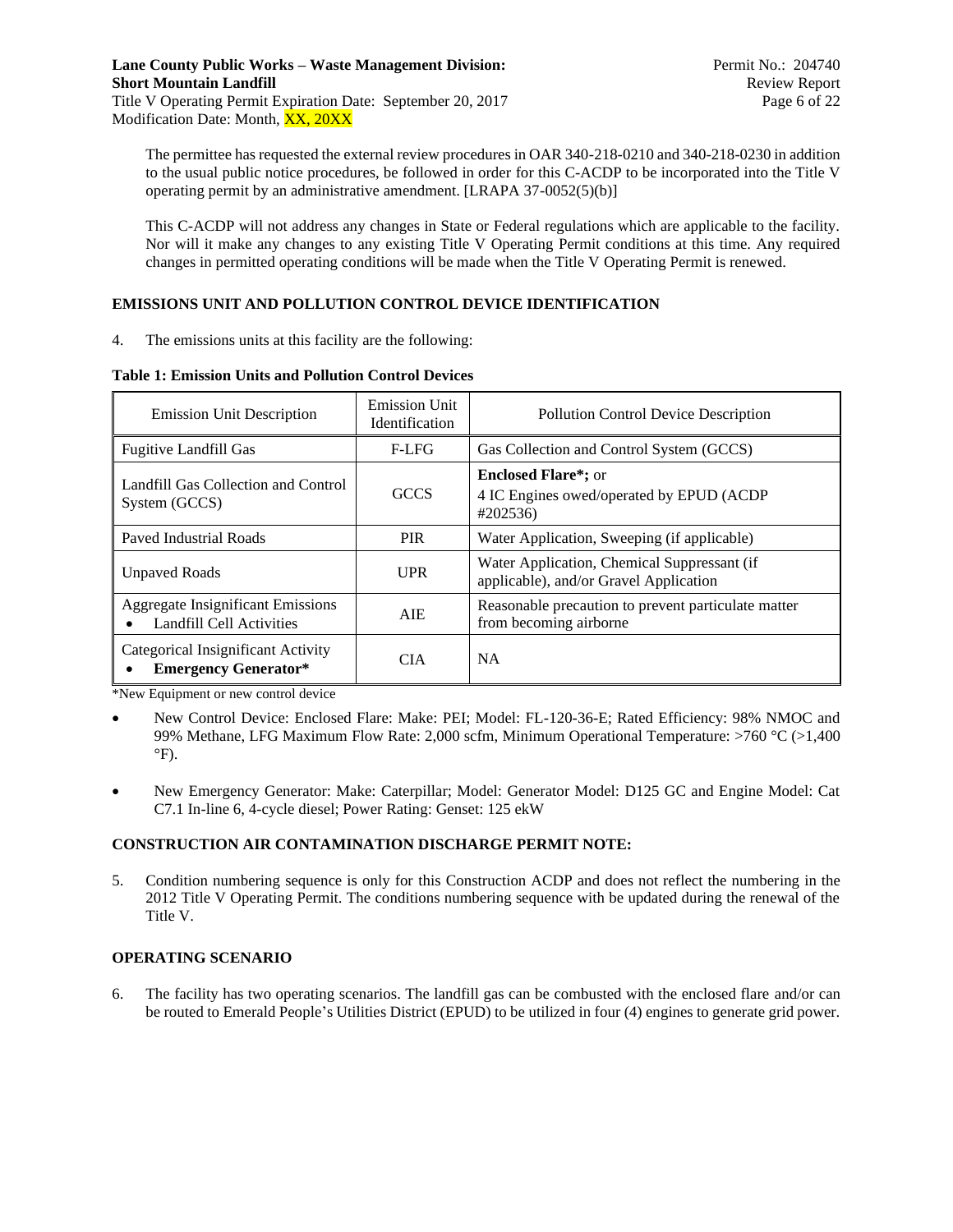The permittee has requested the external review procedures in OAR 340-218-0210 and 340-218-0230 in addition to the usual public notice procedures, be followed in order for this C-ACDP to be incorporated into the Title V operating permit by an administrative amendment. [LRAPA 37-0052(5)(b)]

This C-ACDP will not address any changes in State or Federal regulations which are applicable to the facility. Nor will it make any changes to any existing Title V Operating Permit conditions at this time. Any required changes in permitted operating conditions will be made when the Title V Operating Permit is renewed.

## EMISSIONS UNIT AND POLLUTION CONTROL DEVICE IDENTIFICATION

4. The emissions units at this facility are the following:

**Table 1: Emission Units and Pollution Control Devices**

| Emission Unit Description | Emission Unit Identification | Pollution Control Device Description |
|---|---|---|
| Fugitive Landfill Gas | F-LFG | Gas Collection and Control System (GCCS) |
| Landfill Gas Collection and Control System (GCCS) | GCCS | **Enclosed Flare*;** or<br>4 IC Engines owed/operated by EPUD (ACDP #202536) |
| Paved Industrial Roads | PIR | Water Application, Sweeping (if applicable) |
| Unpaved Roads | UPR | Water Application, Chemical Suppressant (if applicable), and/or Gravel Application |
| Aggregate Insignificant Emissions<br>• Landfill Cell Activities | AIE | Reasonable precaution to prevent particulate matter from becoming airborne |
| Categorical Insignificant Activity<br>• **Emergency Generator*** | CIA | NA |

*New Equipment or new control device

- New Control Device: Enclosed Flare: Make: PEI; Model: FL-120-36-E; Rated Efficiency: 98% NMOC and 99% Methane, LFG Maximum Flow Rate: 2,000 scfm, Minimum Operational Temperature: >760 °C (>1,400 °F).

- New Emergency Generator: Make: Caterpillar; Model: Generator Model: D125 GC and Engine Model: Cat C7.1 In-line 6, 4-cycle diesel; Power Rating: Genset: 125 ekW

## CONSTRUCTION AIR CONTAMINATION DISCHARGE PERMIT NOTE:

5. Condition numbering sequence is only for this Construction ACDP and does not reflect the numbering in the 2012 Title V Operating Permit. The conditions numbering sequence with be updated during the renewal of the Title V.

## OPERATING SCENARIO

6. The facility has two operating scenarios. The landfill gas can be combusted with the enclosed flare and/or can be routed to Emerald People's Utilities District (EPUD) to be utilized in four (4) engines to generate grid power.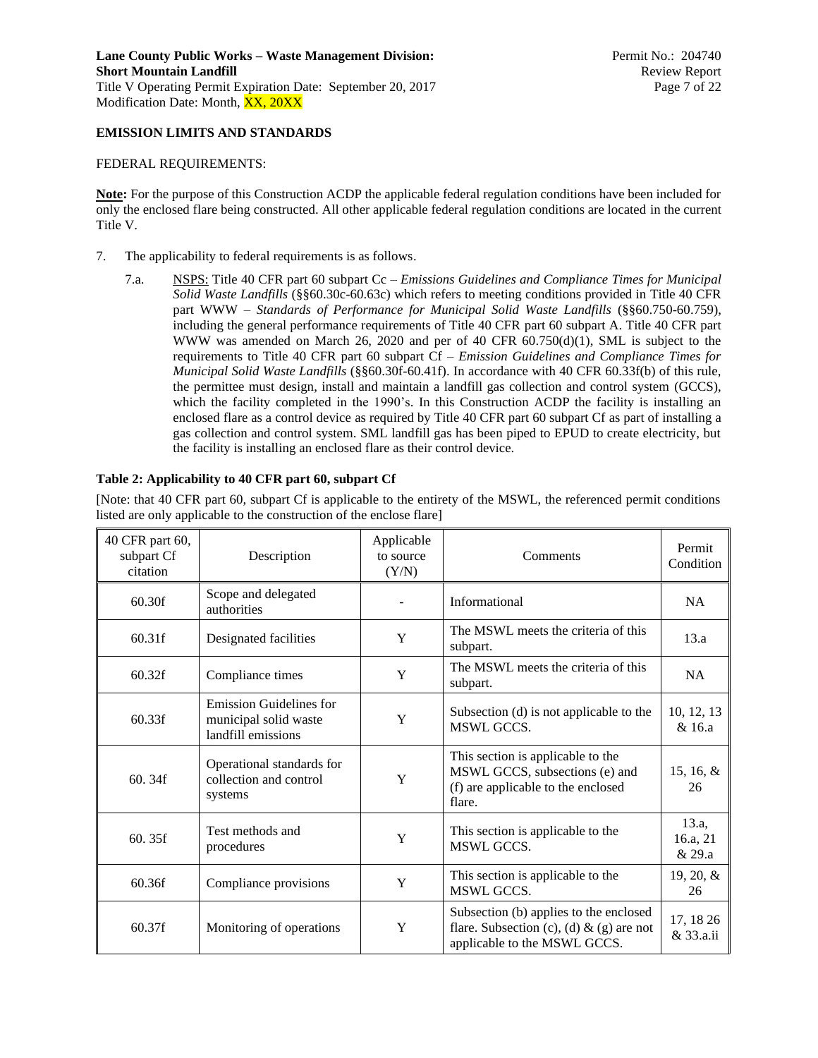## EMISSION LIMITS AND STANDARDS

FEDERAL REQUIREMENTS:

**Note:** For the purpose of this Construction ACDP the applicable federal regulation conditions have been included for only the enclosed flare being constructed. All other applicable federal regulation conditions are located in the current Title V.

7. The applicability to federal requirements is as follows.

   7.a. NSPS: Title 40 CFR part 60 subpart Cc – *Emissions Guidelines and Compliance Times for Municipal Solid Waste Landfills* (§§60.30c-60.63c) which refers to meeting conditions provided in Title 40 CFR part WWW – *Standards of Performance for Municipal Solid Waste Landfills* (§§60.750-60.759), including the general performance requirements of Title 40 CFR part 60 subpart A. Title 40 CFR part WWW was amended on March 26, 2020 and per of 40 CFR 60.750(d)(1), SML is subject to the requirements to Title 40 CFR part 60 subpart Cf – *Emission Guidelines and Compliance Times for Municipal Solid Waste Landfills* (§§60.30f-60.41f). In accordance with 40 CFR 60.33f(b) of this rule, the permittee must design, install and maintain a landfill gas collection and control system (GCCS), which the facility completed in the 1990's. In this Construction ACDP the facility is installing an enclosed flare as a control device as required by Title 40 CFR part 60 subpart Cf as part of installing a gas collection and control system. SML landfill gas has been piped to EPUD to create electricity, but the facility is installing an enclosed flare as their control device.

**Table 2: Applicability to 40 CFR part 60, subpart Cf**

[Note: that 40 CFR part 60, subpart Cf is applicable to the entirety of the MSWL, the referenced permit conditions listed are only applicable to the construction of the enclose flare]

| 40 CFR part 60, subpart Cf citation | Description | Applicable to source (Y/N) | Comments | Permit Condition |
|---|---|---|---|---|
| 60.30f | Scope and delegated authorities | - | Informational | NA |
| 60.31f | Designated facilities | Y | The MSWL meets the criteria of this subpart. | 13.a |
| 60.32f | Compliance times | Y | The MSWL meets the criteria of this subpart. | NA |
| 60.33f | Emission Guidelines for municipal solid waste landfill emissions | Y | Subsection (d) is not applicable to the MSWL GCCS. | 10, 12, 13 & 16.a |
| 60. 34f | Operational standards for collection and control systems | Y | This section is applicable to the MSWL GCCS, subsections (e) and (f) are applicable to the enclosed flare. | 15, 16, & 26 |
| 60. 35f | Test methods and procedures | Y | This section is applicable to the MSWL GCCS. | 13.a, 16.a, 21 & 29.a |
| 60.36f | Compliance provisions | Y | This section is applicable to the MSWL GCCS. | 19, 20, & 26 |
| 60.37f | Monitoring of operations | Y | Subsection (b) applies to the enclosed flare. Subsection (c), (d) & (g) are not applicable to the MSWL GCCS. | 17, 18 26 & 33.a.ii |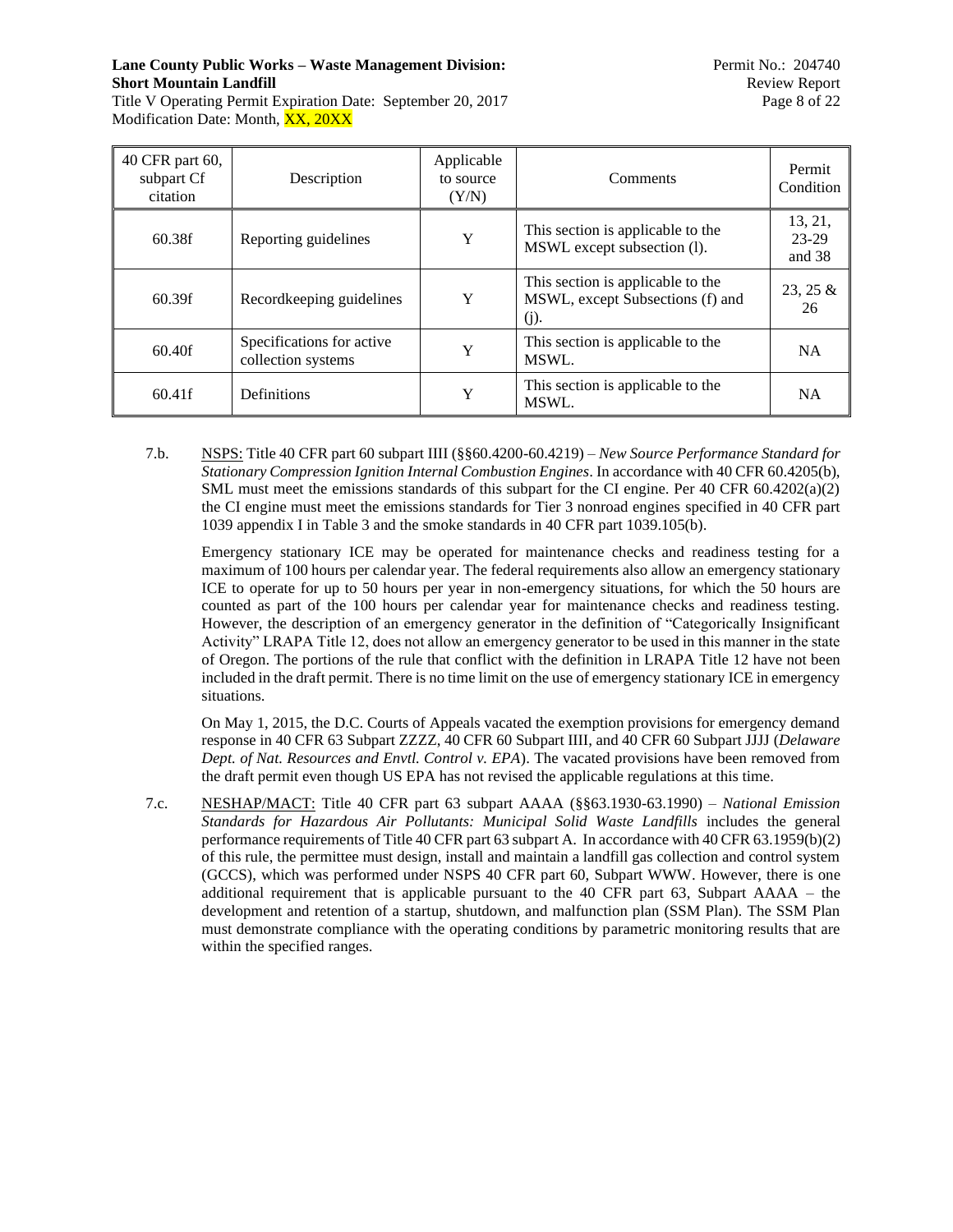| 40 CFR part 60, subpart Cf citation | Description | Applicable to source (Y/N) | Comments | Permit Condition |
|---|---|---|---|---|
| 60.38f | Reporting guidelines | Y | This section is applicable to the MSWL except subsection (l). | 13, 21, 23-29 and 38 |
| 60.39f | Recordkeeping guidelines | Y | This section is applicable to the MSWL, except Subsections (f) and (j). | 23, 25 & 26 |
| 60.40f | Specifications for active collection systems | Y | This section is applicable to the MSWL. | NA |
| 60.41f | Definitions | Y | This section is applicable to the MSWL. | NA |

7.b. NSPS: Title 40 CFR part 60 subpart IIII (§§60.4200-60.4219) – *New Source Performance Standard for Stationary Compression Ignition Internal Combustion Engines*. In accordance with 40 CFR 60.4205(b), SML must meet the emissions standards of this subpart for the CI engine. Per 40 CFR 60.4202(a)(2) the CI engine must meet the emissions standards for Tier 3 nonroad engines specified in 40 CFR part 1039 appendix I in Table 3 and the smoke standards in 40 CFR part 1039.105(b).

Emergency stationary ICE may be operated for maintenance checks and readiness testing for a maximum of 100 hours per calendar year. The federal requirements also allow an emergency stationary ICE to operate for up to 50 hours per year in non-emergency situations, for which the 50 hours are counted as part of the 100 hours per calendar year for maintenance checks and readiness testing. However, the description of an emergency generator in the definition of "Categorically Insignificant Activity" LRAPA Title 12, does not allow an emergency generator to be used in this manner in the state of Oregon. The portions of the rule that conflict with the definition in LRAPA Title 12 have not been included in the draft permit. There is no time limit on the use of emergency stationary ICE in emergency situations.

On May 1, 2015, the D.C. Courts of Appeals vacated the exemption provisions for emergency demand response in 40 CFR 63 Subpart ZZZZ, 40 CFR 60 Subpart IIII, and 40 CFR 60 Subpart JJJJ (*Delaware Dept. of Nat. Resources and Envtl. Control v. EPA*). The vacated provisions have been removed from the draft permit even though US EPA has not revised the applicable regulations at this time.

7.c. NESHAP/MACT: Title 40 CFR part 63 subpart AAAA (§§63.1930-63.1990) – *National Emission Standards for Hazardous Air Pollutants: Municipal Solid Waste Landfills* includes the general performance requirements of Title 40 CFR part 63 subpart A. In accordance with 40 CFR 63.1959(b)(2) of this rule, the permittee must design, install and maintain a landfill gas collection and control system (GCCS), which was performed under NSPS 40 CFR part 60, Subpart WWW. However, there is one additional requirement that is applicable pursuant to the 40 CFR part 63, Subpart AAAA – the development and retention of a startup, shutdown, and malfunction plan (SSM Plan). The SSM Plan must demonstrate compliance with the operating conditions by parametric monitoring results that are within the specified ranges.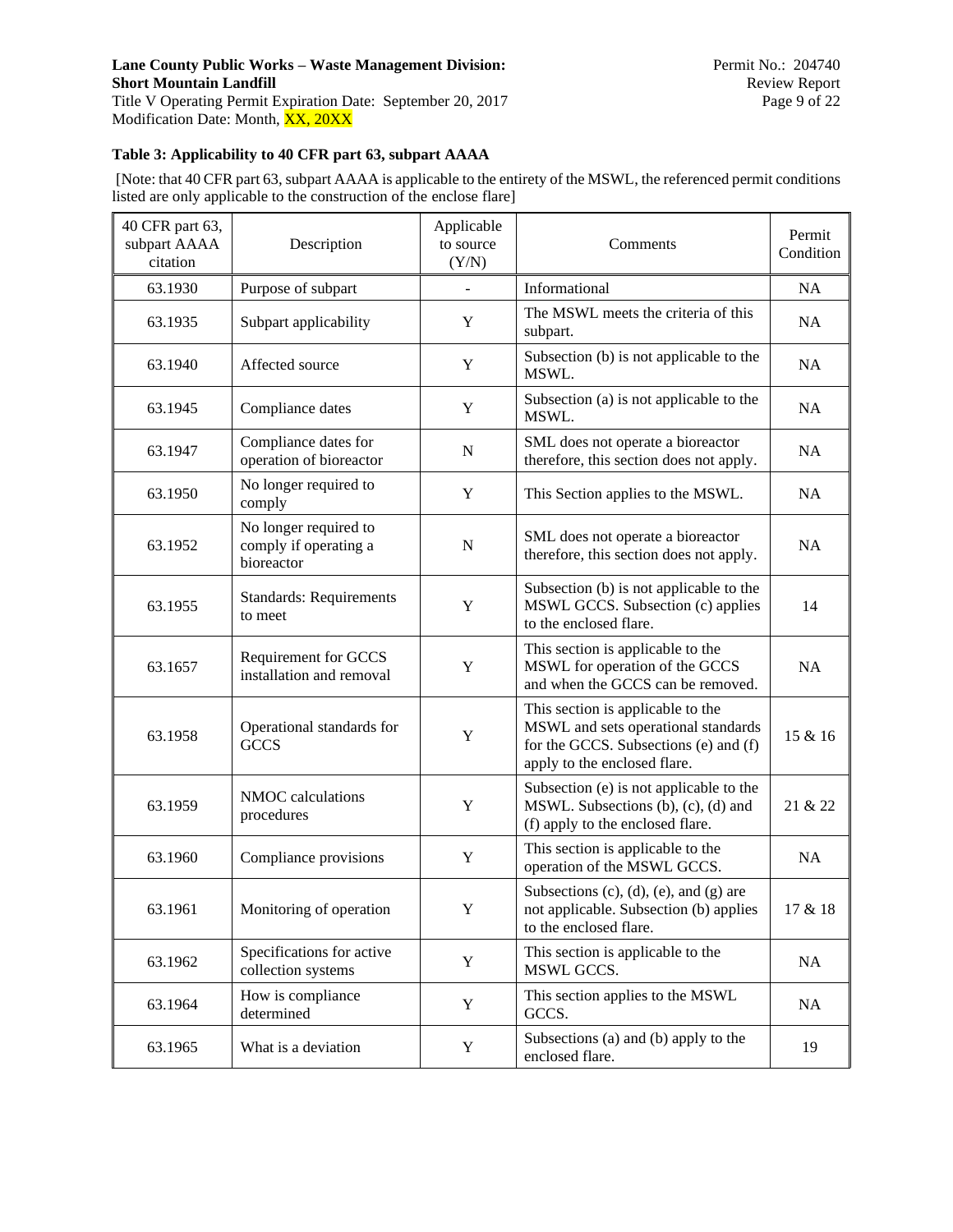**Table 3: Applicability to 40 CFR part 63, subpart AAAA**

[Note: that 40 CFR part 63, subpart AAAA is applicable to the entirety of the MSWL, the referenced permit conditions listed are only applicable to the construction of the enclose flare]

| 40 CFR part 63, subpart AAAA citation | Description | Applicable to source (Y/N) | Comments | Permit Condition |
|---|---|---|---|---|
| 63.1930 | Purpose of subpart | - | Informational | NA |
| 63.1935 | Subpart applicability | Y | The MSWL meets the criteria of this subpart. | NA |
| 63.1940 | Affected source | Y | Subsection (b) is not applicable to the MSWL. | NA |
| 63.1945 | Compliance dates | Y | Subsection (a) is not applicable to the MSWL. | NA |
| 63.1947 | Compliance dates for operation of bioreactor | N | SML does not operate a bioreactor therefore, this section does not apply. | NA |
| 63.1950 | No longer required to comply | Y | This Section applies to the MSWL. | NA |
| 63.1952 | No longer required to comply if operating a bioreactor | N | SML does not operate a bioreactor therefore, this section does not apply. | NA |
| 63.1955 | Standards: Requirements to meet | Y | Subsection (b) is not applicable to the MSWL GCCS. Subsection (c) applies to the enclosed flare. | 14 |
| 63.1657 | Requirement for GCCS installation and removal | Y | This section is applicable to the MSWL for operation of the GCCS and when the GCCS can be removed. | NA |
| 63.1958 | Operational standards for GCCS | Y | This section is applicable to the MSWL and sets operational standards for the GCCS. Subsections (e) and (f) apply to the enclosed flare. | 15 & 16 |
| 63.1959 | NMOC calculations procedures | Y | Subsection (e) is not applicable to the MSWL. Subsections (b), (c), (d) and (f) apply to the enclosed flare. | 21 & 22 |
| 63.1960 | Compliance provisions | Y | This section is applicable to the operation of the MSWL GCCS. | NA |
| 63.1961 | Monitoring of operation | Y | Subsections (c), (d), (e), and (g) are not applicable. Subsection (b) applies to the enclosed flare. | 17 & 18 |
| 63.1962 | Specifications for active collection systems | Y | This section is applicable to the MSWL GCCS. | NA |
| 63.1964 | How is compliance determined | Y | This section applies to the MSWL GCCS. | NA |
| 63.1965 | What is a deviation | Y | Subsections (a) and (b) apply to the enclosed flare. | 19 |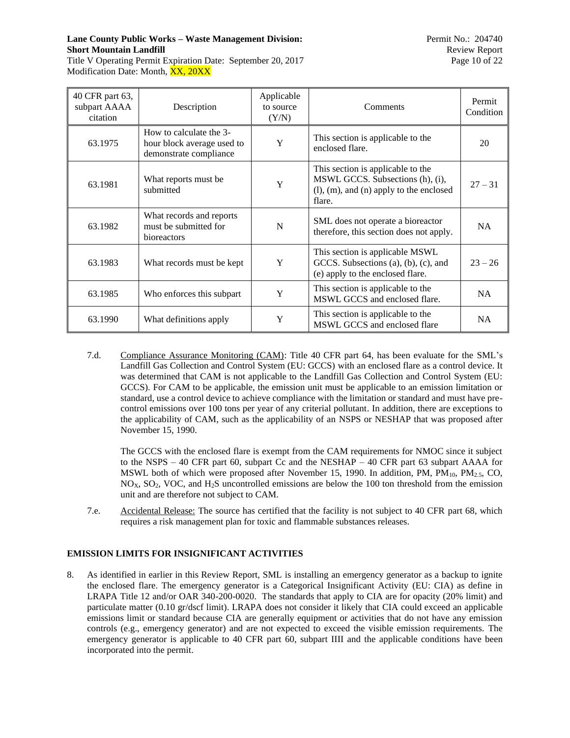| 40 CFR part 63, subpart AAAA citation | Description | Applicable to source (Y/N) | Comments | Permit Condition |
|---|---|---|---|---|
| 63.1975 | How to calculate the 3-hour block average used to demonstrate compliance | Y | This section is applicable to the enclosed flare. | 20 |
| 63.1981 | What reports must be submitted | Y | This section is applicable to the MSWL GCCS. Subsections (h), (i), (l), (m), and (n) apply to the enclosed flare. | 27 – 31 |
| 63.1982 | What records and reports must be submitted for bioreactors | N | SML does not operate a bioreactor therefore, this section does not apply. | NA |
| 63.1983 | What records must be kept | Y | This section is applicable MSWL GCCS. Subsections (a), (b), (c), and (e) apply to the enclosed flare. | 23 – 26 |
| 63.1985 | Who enforces this subpart | Y | This section is applicable to the MSWL GCCS and enclosed flare. | NA |
| 63.1990 | What definitions apply | Y | This section is applicable to the MSWL GCCS and enclosed flare | NA |

7.d. Compliance Assurance Monitoring (CAM): Title 40 CFR part 64, has been evaluate for the SML's Landfill Gas Collection and Control System (EU: GCCS) with an enclosed flare as a control device. It was determined that CAM is not applicable to the Landfill Gas Collection and Control System (EU: GCCS). For CAM to be applicable, the emission unit must be applicable to an emission limitation or standard, use a control device to achieve compliance with the limitation or standard and must have pre-control emissions over 100 tons per year of any criterial pollutant. In addition, there are exceptions to the applicability of CAM, such as the applicability of an NSPS or NESHAP that was proposed after November 15, 1990.

The GCCS with the enclosed flare is exempt from the CAM requirements for NMOC since it subject to the NSPS – 40 CFR part 60, subpart Cc and the NESHAP – 40 CFR part 63 subpart AAAA for MSWL both of which were proposed after November 15, 1990. In addition, PM, $PM_{10}$, $PM_{2.5}$, CO, $NO_X$, $SO_2$, VOC, and $H_2S$ uncontrolled emissions are below the 100 ton threshold from the emission unit and are therefore not subject to CAM.

7.e. Accidental Release: The source has certified that the facility is not subject to 40 CFR part 68, which requires a risk management plan for toxic and flammable substances releases.

## EMISSION LIMITS FOR INSIGNIFICANT ACTIVITIES

8. As identified in earlier in this Review Report, SML is installing an emergency generator as a backup to ignite the enclosed flare. The emergency generator is a Categorical Insignificant Activity (EU: CIA) as define in LRAPA Title 12 and/or OAR 340-200-0020. The standards that apply to CIA are for opacity (20% limit) and particulate matter (0.10 gr/dscf limit). LRAPA does not consider it likely that CIA could exceed an applicable emissions limit or standard because CIA are generally equipment or activities that do not have any emission controls (e.g., emergency generator) and are not expected to exceed the visible emission requirements. The emergency generator is applicable to 40 CFR part 60, subpart IIII and the applicable conditions have been incorporated into the permit.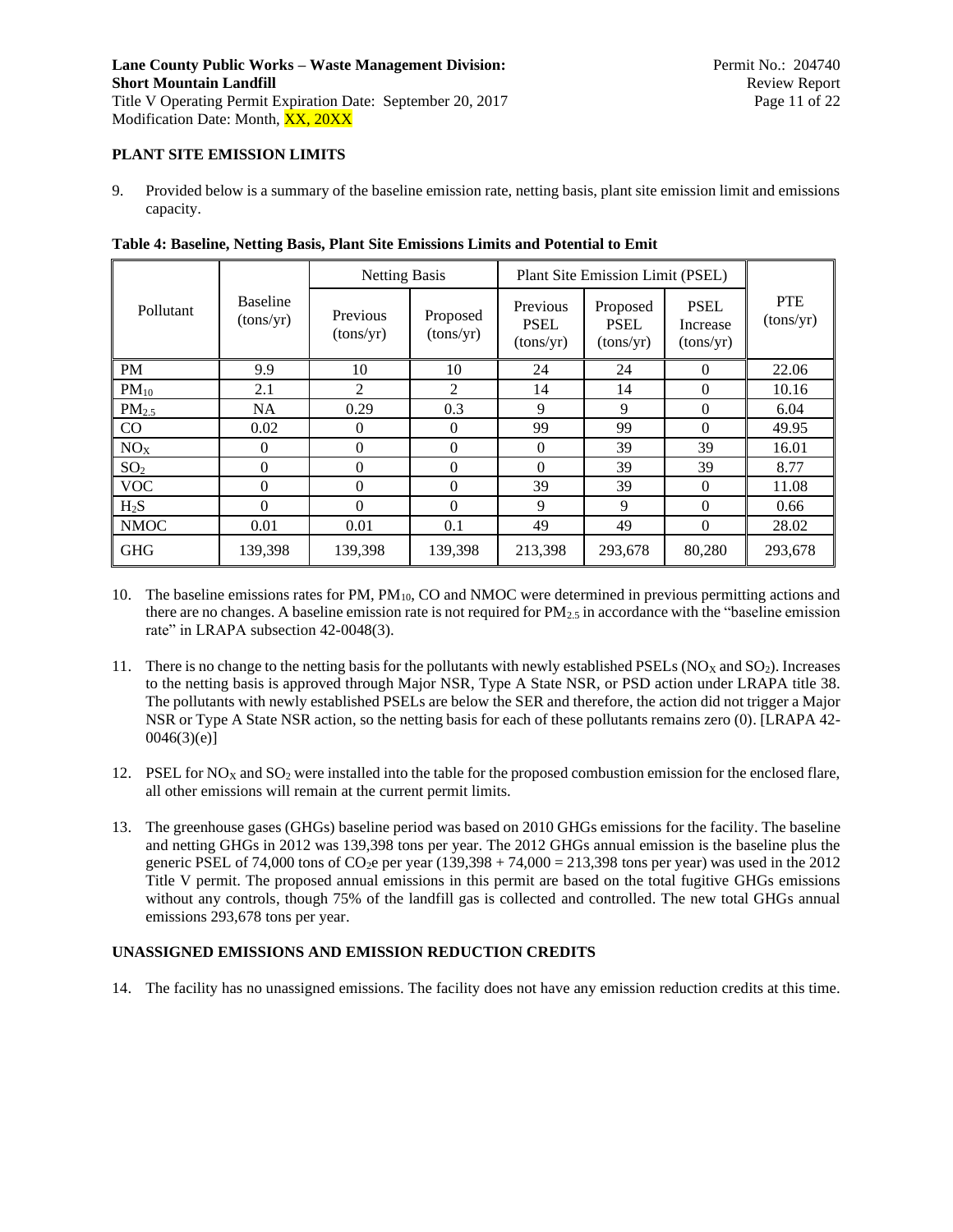## PLANT SITE EMISSION LIMITS

9. Provided below is a summary of the baseline emission rate, netting basis, plant site emission limit and emissions capacity.

**Table 4: Baseline, Netting Basis, Plant Site Emissions Limits and Potential to Emit**

| Pollutant | Baseline (tons/yr) | Netting Basis | | Plant Site Emission Limit (PSEL) | | | PTE (tons/yr) |
|---|---|---|---|---|---|---|---|
| | | Previous (tons/yr) | Proposed (tons/yr) | Previous PSEL (tons/yr) | Proposed PSEL (tons/yr) | PSEL Increase (tons/yr) | |
| PM | 9.9 | 10 | 10 | 24 | 24 | 0 | 22.06 |
| $PM_{10}$ | 2.1 | 2 | 2 | 14 | 14 | 0 | 10.16 |
| $PM_{2.5}$ | NA | 0.29 | 0.3 | 9 | 9 | 0 | 6.04 |
| CO | 0.02 | 0 | 0 | 99 | 99 | 0 | 49.95 |
| $NO_X$ | 0 | 0 | 0 | 0 | 39 | 39 | 16.01 |
| $SO_2$ | 0 | 0 | 0 | 0 | 39 | 39 | 8.77 |
| VOC | 0 | 0 | 0 | 39 | 39 | 0 | 11.08 |
| $H_2S$ | 0 | 0 | 0 | 9 | 9 | 0 | 0.66 |
| NMOC | 0.01 | 0.01 | 0.1 | 49 | 49 | 0 | 28.02 |
| GHG | 139,398 | 139,398 | 139,398 | 213,398 | 293,678 | 80,280 | 293,678 |

10. The baseline emissions rates for PM, $PM_{10}$, CO and NMOC were determined in previous permitting actions and there are no changes. A baseline emission rate is not required for $PM_{2.5}$ in accordance with the "baseline emission rate" in LRAPA subsection 42-0048(3).

11. There is no change to the netting basis for the pollutants with newly established PSELs ($NO_X$ and $SO_2$). Increases to the netting basis is approved through Major NSR, Type A State NSR, or PSD action under LRAPA title 38. The pollutants with newly established PSELs are below the SER and therefore, the action did not trigger a Major NSR or Type A State NSR action, so the netting basis for each of these pollutants remains zero (0). [LRAPA 42-0046(3)(e)]

12. PSEL for $NO_X$ and $SO_2$ were installed into the table for the proposed combustion emission for the enclosed flare, all other emissions will remain at the current permit limits.

13. The greenhouse gases (GHGs) baseline period was based on 2010 GHGs emissions for the facility. The baseline and netting GHGs in 2012 was 139,398 tons per year. The 2012 GHGs annual emission is the baseline plus the generic PSEL of 74,000 tons of $CO_2$e per year (139,398 + 74,000 = 213,398 tons per year) was used in the 2012 Title V permit. The proposed annual emissions in this permit are based on the total fugitive GHGs emissions without any controls, though 75% of the landfill gas is collected and controlled. The new total GHGs annual emissions 293,678 tons per year.

## UNASSIGNED EMISSIONS AND EMISSION REDUCTION CREDITS

14. The facility has no unassigned emissions. The facility does not have any emission reduction credits at this time.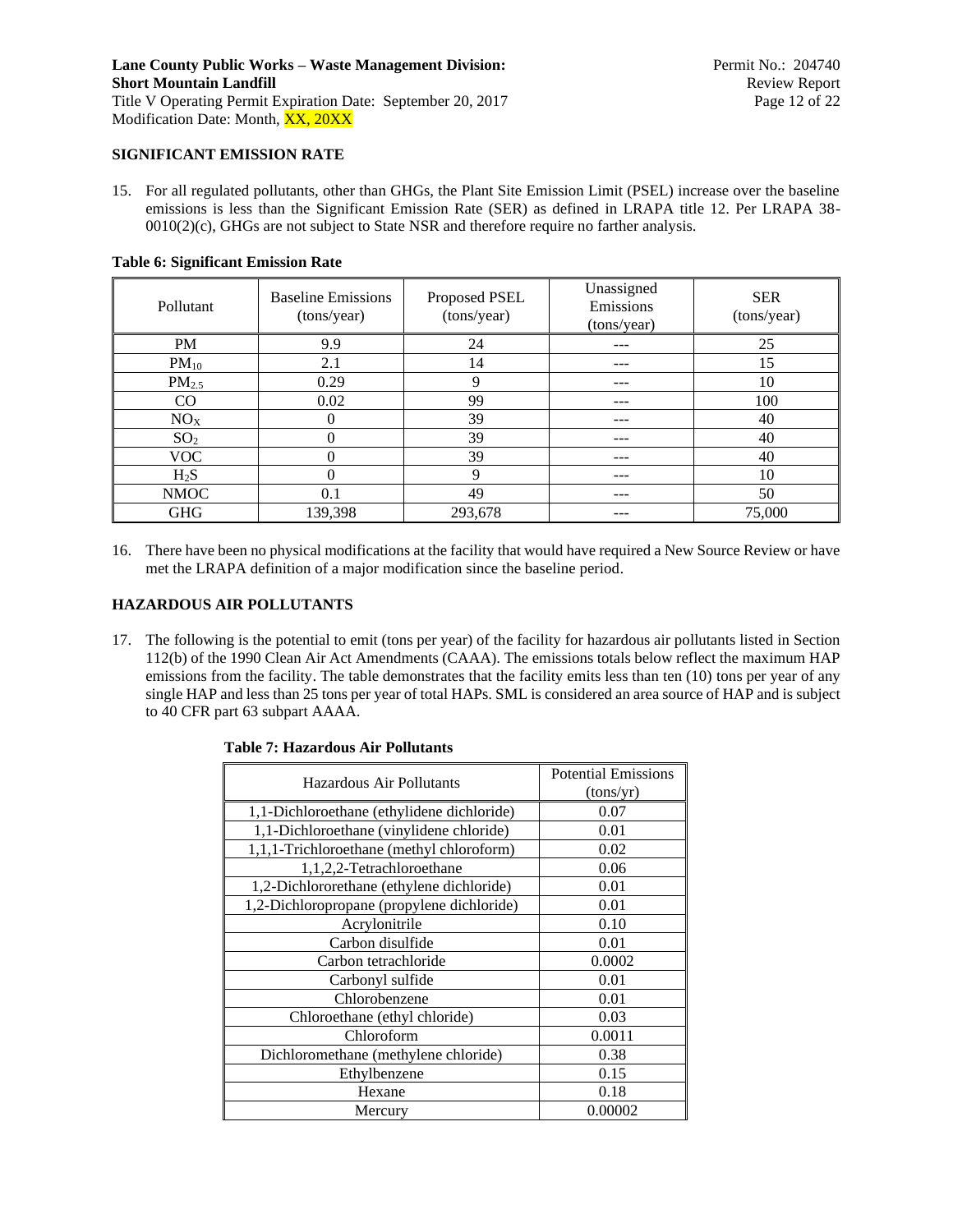## SIGNIFICANT EMISSION RATE

15. For all regulated pollutants, other than GHGs, the Plant Site Emission Limit (PSEL) increase over the baseline emissions is less than the Significant Emission Rate (SER) as defined in LRAPA title 12. Per LRAPA 38-0010(2)(c), GHGs are not subject to State NSR and therefore require no farther analysis.

**Table 6: Significant Emission Rate**

| Pollutant | Baseline Emissions (tons/year) | Proposed PSEL (tons/year) | Unassigned Emissions (tons/year) | SER (tons/year) |
|---|---|---|---|---|
| PM | 9.9 | 24 | --- | 25 |
| $PM_{10}$ | 2.1 | 14 | --- | 15 |
| $PM_{2.5}$ | 0.29 | 9 | --- | 10 |
| CO | 0.02 | 99 | --- | 100 |
| $NO_X$ | 0 | 39 | --- | 40 |
| $SO_2$ | 0 | 39 | --- | 40 |
| VOC | 0 | 39 | --- | 40 |
| $H_2S$ | 0 | 9 | --- | 10 |
| NMOC | 0.1 | 49 | --- | 50 |
| GHG | 139,398 | 293,678 | --- | 75,000 |

16. There have been no physical modifications at the facility that would have required a New Source Review or have met the LRAPA definition of a major modification since the baseline period.

## HAZARDOUS AIR POLLUTANTS

17. The following is the potential to emit (tons per year) of the facility for hazardous air pollutants listed in Section 112(b) of the 1990 Clean Air Act Amendments (CAAA). The emissions totals below reflect the maximum HAP emissions from the facility. The table demonstrates that the facility emits less than ten (10) tons per year of any single HAP and less than 25 tons per year of total HAPs. SML is considered an area source of HAP and is subject to 40 CFR part 63 subpart AAAA.

**Table 7: Hazardous Air Pollutants**

| Hazardous Air Pollutants | Potential Emissions (tons/yr) |
|---|---|
| 1,1-Dichloroethane (ethylidene dichloride) | 0.07 |
| 1,1-Dichloroethane (vinylidene chloride) | 0.01 |
| 1,1,1-Trichloroethane (methyl chloroform) | 0.02 |
| 1,1,2,2-Tetrachloroethane | 0.06 |
| 1,2-Dichlororethane (ethylene dichloride) | 0.01 |
| 1,2-Dichloropropane (propylene dichloride) | 0.01 |
| Acrylonitrile | 0.10 |
| Carbon disulfide | 0.01 |
| Carbon tetrachloride | 0.0002 |
| Carbonyl sulfide | 0.01 |
| Chlorobenzene | 0.01 |
| Chloroethane (ethyl chloride) | 0.03 |
| Chloroform | 0.0011 |
| Dichloromethane (methylene chloride) | 0.38 |
| Ethylbenzene | 0.15 |
| Hexane | 0.18 |
| Mercury | 0.00002 |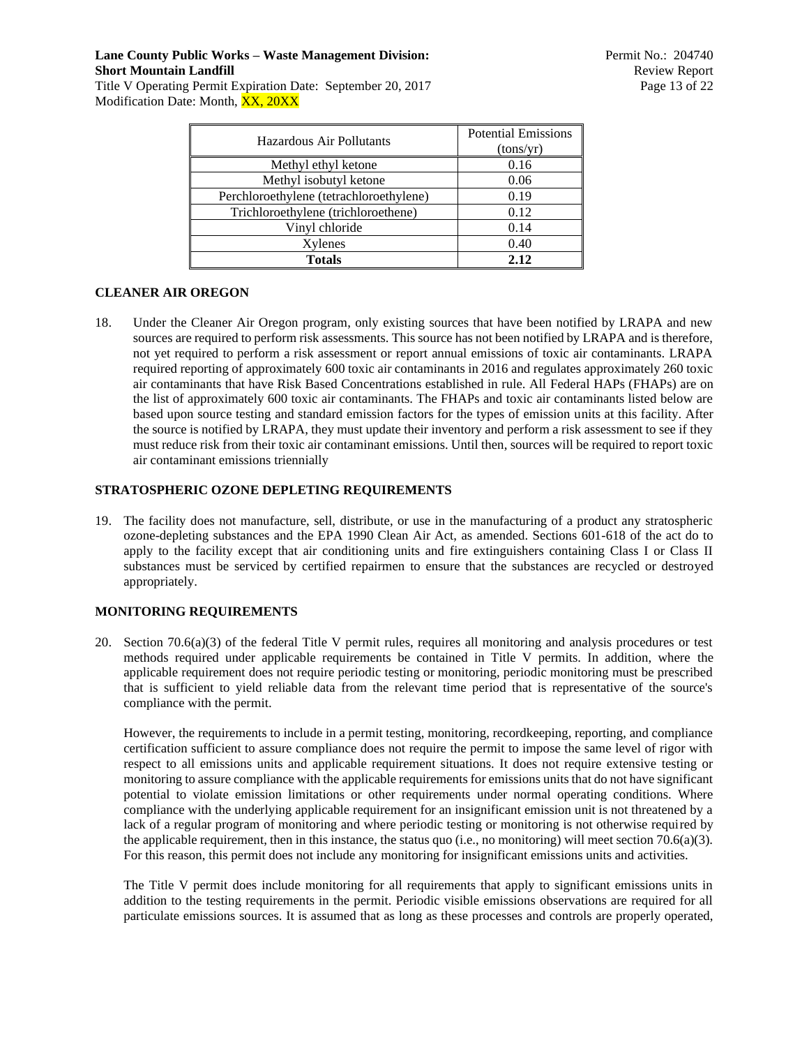| Hazardous Air Pollutants | Potential Emissions (tons/yr) |
|---|---|
| Methyl ethyl ketone | 0.16 |
| Methyl isobutyl ketone | 0.06 |
| Perchloroethylene (tetrachloroethylene) | 0.19 |
| Trichloroethylene (trichloroethene) | 0.12 |
| Vinyl chloride | 0.14 |
| Xylenes | 0.40 |
| **Totals** | **2.12** |

## CLEANER AIR OREGON

18. Under the Cleaner Air Oregon program, only existing sources that have been notified by LRAPA and new sources are required to perform risk assessments. This source has not been notified by LRAPA and is therefore, not yet required to perform a risk assessment or report annual emissions of toxic air contaminants. LRAPA required reporting of approximately 600 toxic air contaminants in 2016 and regulates approximately 260 toxic air contaminants that have Risk Based Concentrations established in rule. All Federal HAPs (FHAPs) are on the list of approximately 600 toxic air contaminants. The FHAPs and toxic air contaminants listed below are based upon source testing and standard emission factors for the types of emission units at this facility. After the source is notified by LRAPA, they must update their inventory and perform a risk assessment to see if they must reduce risk from their toxic air contaminant emissions. Until then, sources will be required to report toxic air contaminant emissions triennially

## STRATOSPHERIC OZONE DEPLETING REQUIREMENTS

19. The facility does not manufacture, sell, distribute, or use in the manufacturing of a product any stratospheric ozone-depleting substances and the EPA 1990 Clean Air Act, as amended. Sections 601-618 of the act do to apply to the facility except that air conditioning units and fire extinguishers containing Class I or Class II substances must be serviced by certified repairmen to ensure that the substances are recycled or destroyed appropriately.

## MONITORING REQUIREMENTS

20. Section 70.6(a)(3) of the federal Title V permit rules, requires all monitoring and analysis procedures or test methods required under applicable requirements be contained in Title V permits. In addition, where the applicable requirement does not require periodic testing or monitoring, periodic monitoring must be prescribed that is sufficient to yield reliable data from the relevant time period that is representative of the source's compliance with the permit.

    However, the requirements to include in a permit testing, monitoring, recordkeeping, reporting, and compliance certification sufficient to assure compliance does not require the permit to impose the same level of rigor with respect to all emissions units and applicable requirement situations. It does not require extensive testing or monitoring to assure compliance with the applicable requirements for emissions units that do not have significant potential to violate emission limitations or other requirements under normal operating conditions. Where compliance with the underlying applicable requirement for an insignificant emission unit is not threatened by a lack of a regular program of monitoring and where periodic testing or monitoring is not otherwise required by the applicable requirement, then in this instance, the status quo (i.e., no monitoring) will meet section 70.6(a)(3). For this reason, this permit does not include any monitoring for insignificant emissions units and activities.

    The Title V permit does include monitoring for all requirements that apply to significant emissions units in addition to the testing requirements in the permit. Periodic visible emissions observations are required for all particulate emissions sources. It is assumed that as long as these processes and controls are properly operated,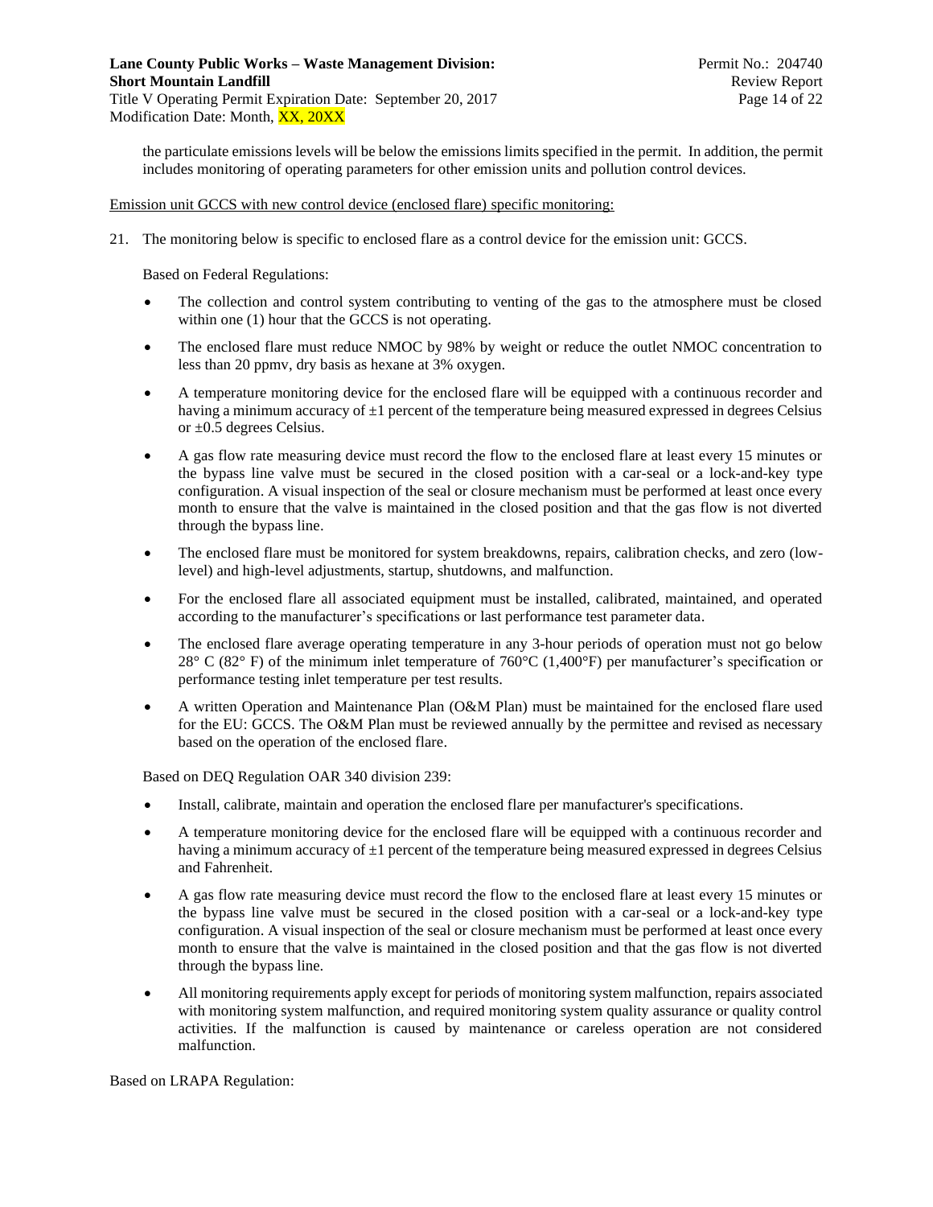the particulate emissions levels will be below the emissions limits specified in the permit. In addition, the permit includes monitoring of operating parameters for other emission units and pollution control devices.

Emission unit GCCS with new control device (enclosed flare) specific monitoring:

21. The monitoring below is specific to enclosed flare as a control device for the emission unit: GCCS.

    Based on Federal Regulations:

    - The collection and control system contributing to venting of the gas to the atmosphere must be closed within one (1) hour that the GCCS is not operating.
    - The enclosed flare must reduce NMOC by 98% by weight or reduce the outlet NMOC concentration to less than 20 ppmv, dry basis as hexane at 3% oxygen.
    - A temperature monitoring device for the enclosed flare will be equipped with a continuous recorder and having a minimum accuracy of ±1 percent of the temperature being measured expressed in degrees Celsius or ±0.5 degrees Celsius.
    - A gas flow rate measuring device must record the flow to the enclosed flare at least every 15 minutes or the bypass line valve must be secured in the closed position with a car-seal or a lock-and-key type configuration. A visual inspection of the seal or closure mechanism must be performed at least once every month to ensure that the valve is maintained in the closed position and that the gas flow is not diverted through the bypass line.
    - The enclosed flare must be monitored for system breakdowns, repairs, calibration checks, and zero (low-level) and high-level adjustments, startup, shutdowns, and malfunction.
    - For the enclosed flare all associated equipment must be installed, calibrated, maintained, and operated according to the manufacturer's specifications or last performance test parameter data.
    - The enclosed flare average operating temperature in any 3-hour periods of operation must not go below 28° C (82° F) of the minimum inlet temperature of 760°C (1,400°F) per manufacturer's specification or performance testing inlet temperature per test results.
    - A written Operation and Maintenance Plan (O&M Plan) must be maintained for the enclosed flare used for the EU: GCCS. The O&M Plan must be reviewed annually by the permittee and revised as necessary based on the operation of the enclosed flare.

    Based on DEQ Regulation OAR 340 division 239:

    - Install, calibrate, maintain and operation the enclosed flare per manufacturer's specifications.
    - A temperature monitoring device for the enclosed flare will be equipped with a continuous recorder and having a minimum accuracy of ±1 percent of the temperature being measured expressed in degrees Celsius and Fahrenheit.
    - A gas flow rate measuring device must record the flow to the enclosed flare at least every 15 minutes or the bypass line valve must be secured in the closed position with a car-seal or a lock-and-key type configuration. A visual inspection of the seal or closure mechanism must be performed at least once every month to ensure that the valve is maintained in the closed position and that the gas flow is not diverted through the bypass line.
    - All monitoring requirements apply except for periods of monitoring system malfunction, repairs associated with monitoring system malfunction, and required monitoring system quality assurance or quality control activities. If the malfunction is caused by maintenance or careless operation are not considered malfunction.

Based on LRAPA Regulation: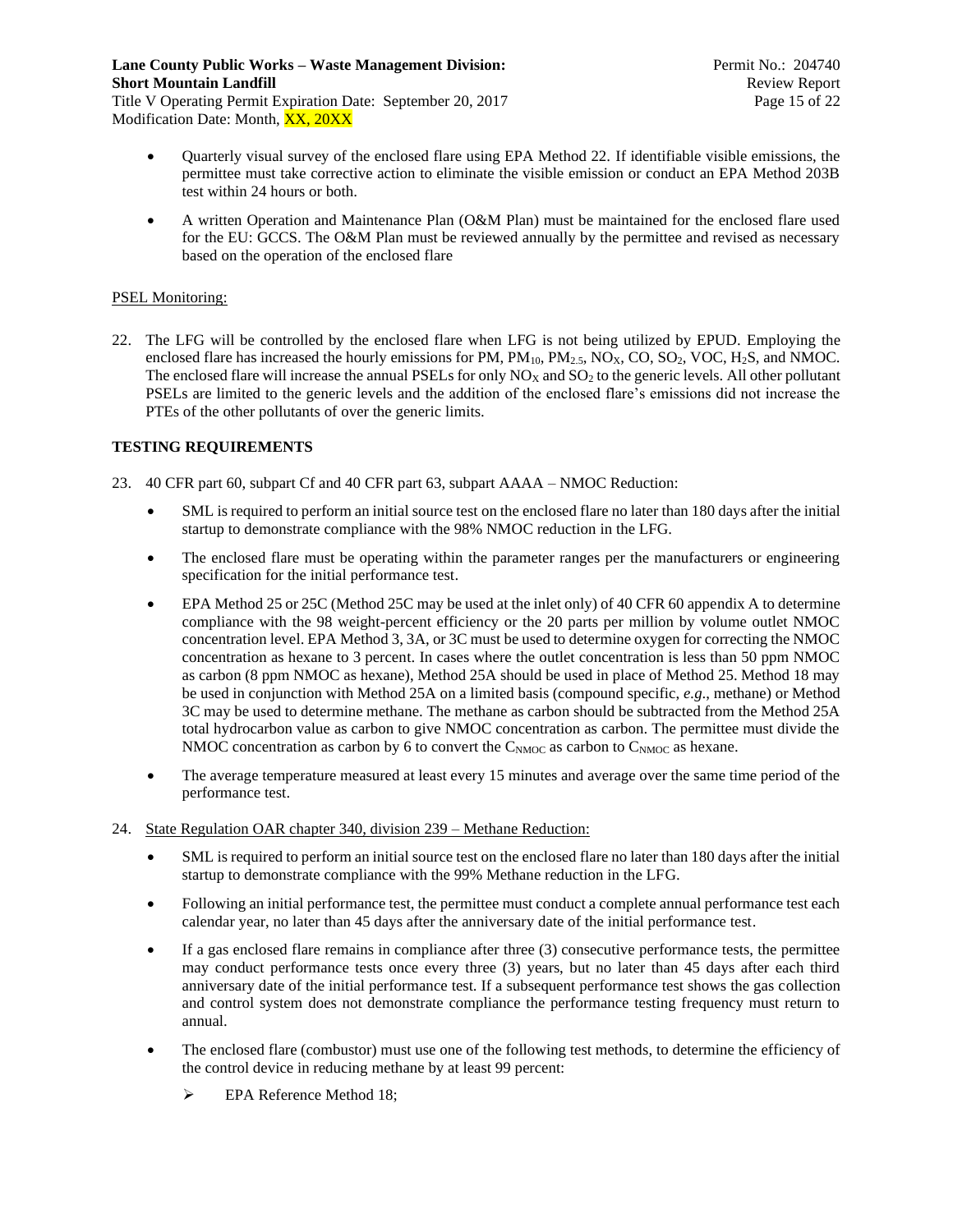- Quarterly visual survey of the enclosed flare using EPA Method 22. If identifiable visible emissions, the permittee must take corrective action to eliminate the visible emission or conduct an EPA Method 203B test within 24 hours or both.
- A written Operation and Maintenance Plan (O&M Plan) must be maintained for the enclosed flare used for the EU: GCCS. The O&M Plan must be reviewed annually by the permittee and revised as necessary based on the operation of the enclosed flare

PSEL Monitoring:

22. The LFG will be controlled by the enclosed flare when LFG is not being utilized by EPUD. Employing the enclosed flare has increased the hourly emissions for PM, $PM_{10}$, $PM_{2.5}$, $NO_X$, CO, $SO_2$, VOC, $H_2S$, and NMOC. The enclosed flare will increase the annual PSELs for only $NO_X$ and $SO_2$ to the generic levels. All other pollutant PSELs are limited to the generic levels and the addition of the enclosed flare's emissions did not increase the PTEs of the other pollutants of over the generic limits.

**TESTING REQUIREMENTS**

23. 40 CFR part 60, subpart Cf and 40 CFR part 63, subpart AAAA – NMOC Reduction:
    - SML is required to perform an initial source test on the enclosed flare no later than 180 days after the initial startup to demonstrate compliance with the 98% NMOC reduction in the LFG.
    - The enclosed flare must be operating within the parameter ranges per the manufacturers or engineering specification for the initial performance test.
    - EPA Method 25 or 25C (Method 25C may be used at the inlet only) of 40 CFR 60 appendix A to determine compliance with the 98 weight-percent efficiency or the 20 parts per million by volume outlet NMOC concentration level. EPA Method 3, 3A, or 3C must be used to determine oxygen for correcting the NMOC concentration as hexane to 3 percent. In cases where the outlet concentration is less than 50 ppm NMOC as carbon (8 ppm NMOC as hexane), Method 25A should be used in place of Method 25. Method 18 may be used in conjunction with Method 25A on a limited basis (compound specific, *e.g*., methane) or Method 3C may be used to determine methane. The methane as carbon should be subtracted from the Method 25A total hydrocarbon value as carbon to give NMOC concentration as carbon. The permittee must divide the NMOC concentration as carbon by 6 to convert the $C_{NMOC}$ as carbon to $C_{NMOC}$ as hexane.
    - The average temperature measured at least every 15 minutes and average over the same time period of the performance test.

24. State Regulation OAR chapter 340, division 239 – Methane Reduction:
    - SML is required to perform an initial source test on the enclosed flare no later than 180 days after the initial startup to demonstrate compliance with the 99% Methane reduction in the LFG.
    - Following an initial performance test, the permittee must conduct a complete annual performance test each calendar year, no later than 45 days after the anniversary date of the initial performance test.
    - If a gas enclosed flare remains in compliance after three (3) consecutive performance tests, the permittee may conduct performance tests once every three (3) years, but no later than 45 days after each third anniversary date of the initial performance test. If a subsequent performance test shows the gas collection and control system does not demonstrate compliance the performance testing frequency must return to annual.
    - The enclosed flare (combustor) must use one of the following test methods, to determine the efficiency of the control device in reducing methane by at least 99 percent:
        - EPA Reference Method 18;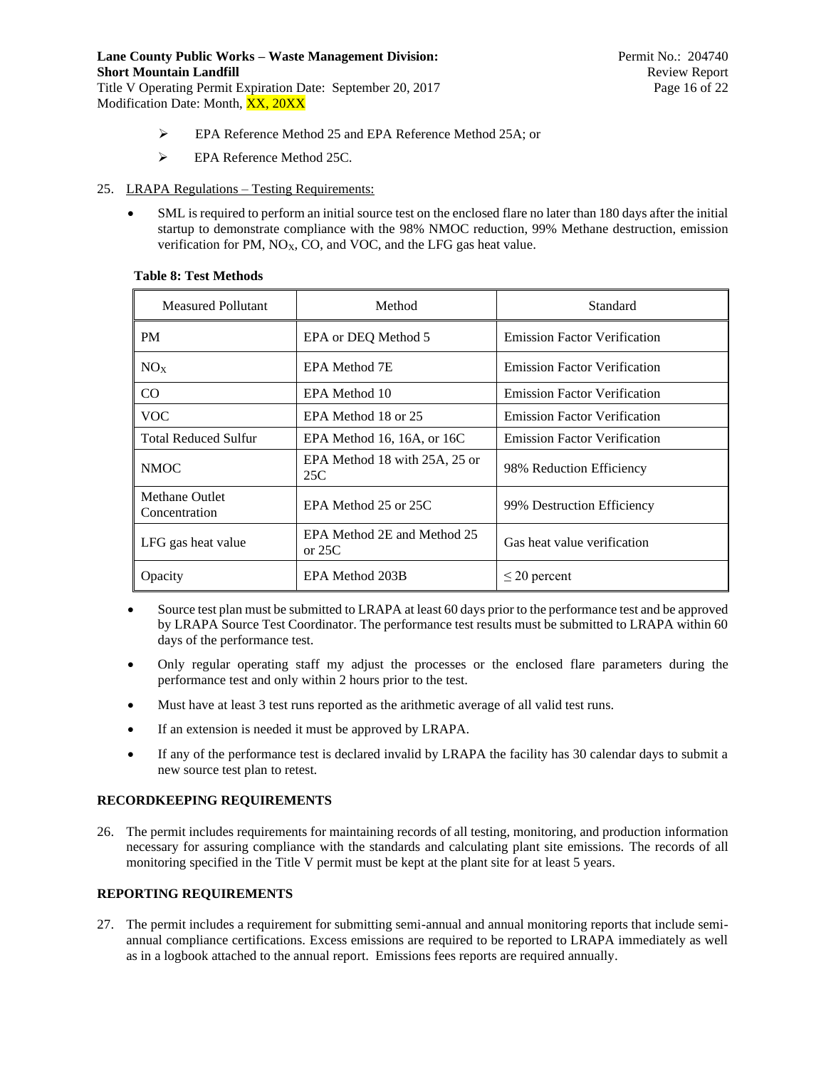- EPA Reference Method 25 and EPA Reference Method 25A; or
- EPA Reference Method 25C.

25. LRAPA Regulations – Testing Requirements:

- SML is required to perform an initial source test on the enclosed flare no later than 180 days after the initial startup to demonstrate compliance with the 98% NMOC reduction, 99% Methane destruction, emission verification for PM, $NO_X$, CO, and VOC, and the LFG gas heat value.

**Table 8: Test Methods**

| Measured Pollutant | Method | Standard |
|---|---|---|
| PM | EPA or DEQ Method 5 | Emission Factor Verification |
| $NO_X$ | EPA Method 7E | Emission Factor Verification |
| CO | EPA Method 10 | Emission Factor Verification |
| VOC | EPA Method 18 or 25 | Emission Factor Verification |
| Total Reduced Sulfur | EPA Method 16, 16A, or 16C | Emission Factor Verification |
| NMOC | EPA Method 18 with 25A, 25 or 25C | 98% Reduction Efficiency |
| Methane Outlet Concentration | EPA Method 25 or 25C | 99% Destruction Efficiency |
| LFG gas heat value | EPA Method 2E and Method 25 or 25C | Gas heat value verification |
| Opacity | EPA Method 203B | $\leq$ 20 percent |

- Source test plan must be submitted to LRAPA at least 60 days prior to the performance test and be approved by LRAPA Source Test Coordinator. The performance test results must be submitted to LRAPA within 60 days of the performance test.
- Only regular operating staff my adjust the processes or the enclosed flare parameters during the performance test and only within 2 hours prior to the test.
- Must have at least 3 test runs reported as the arithmetic average of all valid test runs.
- If an extension is needed it must be approved by LRAPA.
- If any of the performance test is declared invalid by LRAPA the facility has 30 calendar days to submit a new source test plan to retest.

**RECORDKEEPING REQUIREMENTS**

26. The permit includes requirements for maintaining records of all testing, monitoring, and production information necessary for assuring compliance with the standards and calculating plant site emissions. The records of all monitoring specified in the Title V permit must be kept at the plant site for at least 5 years.

**REPORTING REQUIREMENTS**

27. The permit includes a requirement for submitting semi-annual and annual monitoring reports that include semi-annual compliance certifications. Excess emissions are required to be reported to LRAPA immediately as well as in a logbook attached to the annual report. Emissions fees reports are required annually.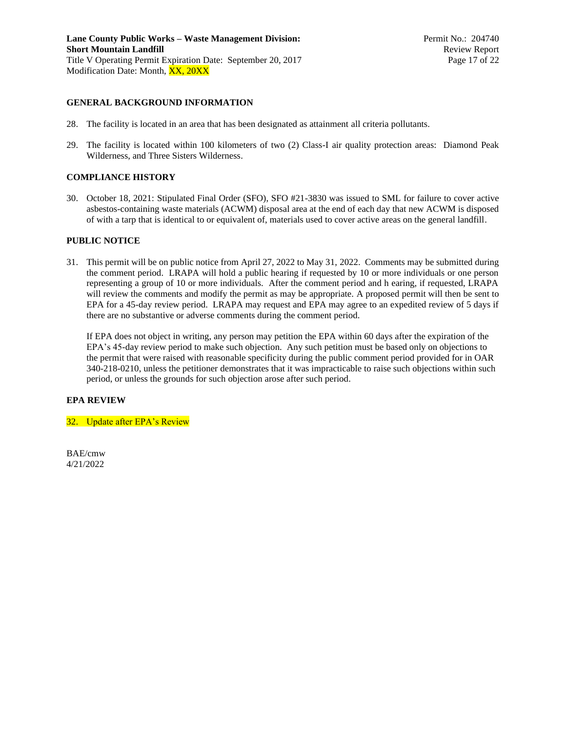## GENERAL BACKGROUND INFORMATION

28. The facility is located in an area that has been designated as attainment all criteria pollutants.

29. The facility is located within 100 kilometers of two (2) Class-I air quality protection areas: Diamond Peak Wilderness, and Three Sisters Wilderness.

## COMPLIANCE HISTORY

30. October 18, 2021: Stipulated Final Order (SFO), SFO #21-3830 was issued to SML for failure to cover active asbestos-containing waste materials (ACWM) disposal area at the end of each day that new ACWM is disposed of with a tarp that is identical to or equivalent of, materials used to cover active areas on the general landfill.

## PUBLIC NOTICE

31. This permit will be on public notice from April 27, 2022 to May 31, 2022. Comments may be submitted during the comment period. LRAPA will hold a public hearing if requested by 10 or more individuals or one person representing a group of 10 or more individuals. After the comment period and h earing, if requested, LRAPA will review the comments and modify the permit as may be appropriate. A proposed permit will then be sent to EPA for a 45-day review period. LRAPA may request and EPA may agree to an expedited review of 5 days if there are no substantive or adverse comments during the comment period.

    If EPA does not object in writing, any person may petition the EPA within 60 days after the expiration of the EPA's 45-day review period to make such objection. Any such petition must be based only on objections to the permit that were raised with reasonable specificity during the public comment period provided for in OAR 340-218-0210, unless the petitioner demonstrates that it was impracticable to raise such objections within such period, or unless the grounds for such objection arose after such period.

## EPA REVIEW

32. Update after EPA's Review

BAE/cmw
4/21/2022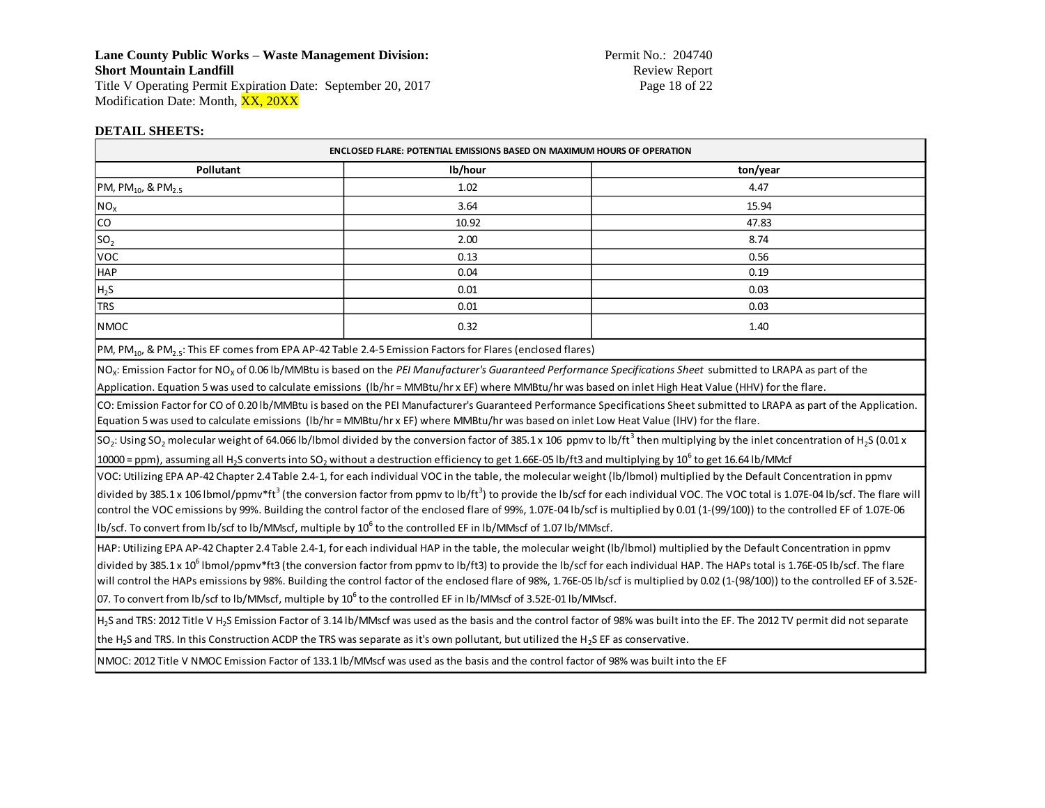**DETAIL SHEETS:**

| ENCLOSED FLARE: POTENTIAL EMISSIONS BASED ON MAXIMUM HOURS OF OPERATION | | |
|---|---|---|
| **Pollutant** | **lb/hour** | **ton/year** |
| PM, $PM_{10}$, & $PM_{2.5}$ | 1.02 | 4.47 |
| $NO_X$ | 3.64 | 15.94 |
| CO | 10.92 | 47.83 |
| $SO_2$ | 2.00 | 8.74 |
| VOC | 0.13 | 0.56 |
| HAP | 0.04 | 0.19 |
| $H_2S$ | 0.01 | 0.03 |
| TRS | 0.01 | 0.03 |
| NMOC | 0.32 | 1.40 |

PM, $PM_{10}$, & $PM_{2.5}$: This EF comes from EPA AP-42 Table 2.4-5 Emission Factors for Flares (enclosed flares)

$NO_X$: Emission Factor for $NO_X$ of 0.06 lb/MMBtu is based on the *PEI Manufacturer's Guaranteed Performance Specifications Sheet* submitted to LRAPA as part of the Application. Equation 5 was used to calculate emissions (lb/hr = MMBtu/hr x EF) where MMBtu/hr was based on inlet High Heat Value (HHV) for the flare.

CO: Emission Factor for CO of 0.20 lb/MMBtu is based on the PEI Manufacturer's Guaranteed Performance Specifications Sheet submitted to LRAPA as part of the Application. Equation 5 was used to calculate emissions (lb/hr = MMBtu/hr x EF) where MMBtu/hr was based on inlet Low Heat Value (lHV) for the flare.

$SO_2$: Using $SO_2$ molecular weight of 64.066 lb/lbmol divided by the conversion factor of 385.1 x 106 ppmv to lb/$ft^3$ then multiplying by the inlet concentration of $H_2S$ (0.01 x 10000 = ppm), assuming all $H_2S$ converts into $SO_2$ without a destruction efficiency to get 1.66E-05 lb/ft3 and multiplying by $10^6$ to get 16.64 lb/MMcf

VOC: Utilizing EPA AP-42 Chapter 2.4 Table 2.4-1, for each individual VOC in the table, the molecular weight (lb/lbmol) multiplied by the Default Concentration in ppmv divided by 385.1 x 106 lbmol/ppmv*$ft^3$ (the conversion factor from ppmv to lb/$ft^3$) to provide the lb/scf for each individual VOC. The VOC total is 1.07E-04 lb/scf. The flare will control the VOC emissions by 99%. Building the control factor of the enclosed flare of 99%, 1.07E-04 lb/scf is multiplied by 0.01 (1-(99/100)) to the controlled EF of 1.07E-06 lb/scf. To convert from lb/scf to lb/MMscf, multiple by $10^6$ to the controlled EF in lb/MMscf of 1.07 lb/MMscf.

HAP: Utilizing EPA AP-42 Chapter 2.4 Table 2.4-1, for each individual HAP in the table, the molecular weight (lb/lbmol) multiplied by the Default Concentration in ppmv divided by 385.1 x $10^6$ lbmol/ppmv*ft3 (the conversion factor from ppmv to lb/ft3) to provide the lb/scf for each individual HAP. The HAPs total is 1.76E-05 lb/scf. The flare will control the HAPs emissions by 98%. Building the control factor of the enclosed flare of 98%, 1.76E-05 lb/scf is multiplied by 0.02 (1-(98/100)) to the controlled EF of 3.52E-07. To convert from lb/scf to lb/MMscf, multiple by $10^6$ to the controlled EF in lb/MMscf of 3.52E-01 lb/MMscf.

$H_2S$ and TRS: 2012 Title V $H_2S$ Emission Factor of 3.14 lb/MMscf was used as the basis and the control factor of 98% was built into the EF. The 2012 TV permit did not separate the $H_2S$ and TRS. In this Construction ACDP the TRS was separate as it's own pollutant, but utilized the $H_2S$ EF as conservative.

NMOC: 2012 Title V NMOC Emission Factor of 133.1 lb/MMscf was used as the basis and the control factor of 98% was built into the EF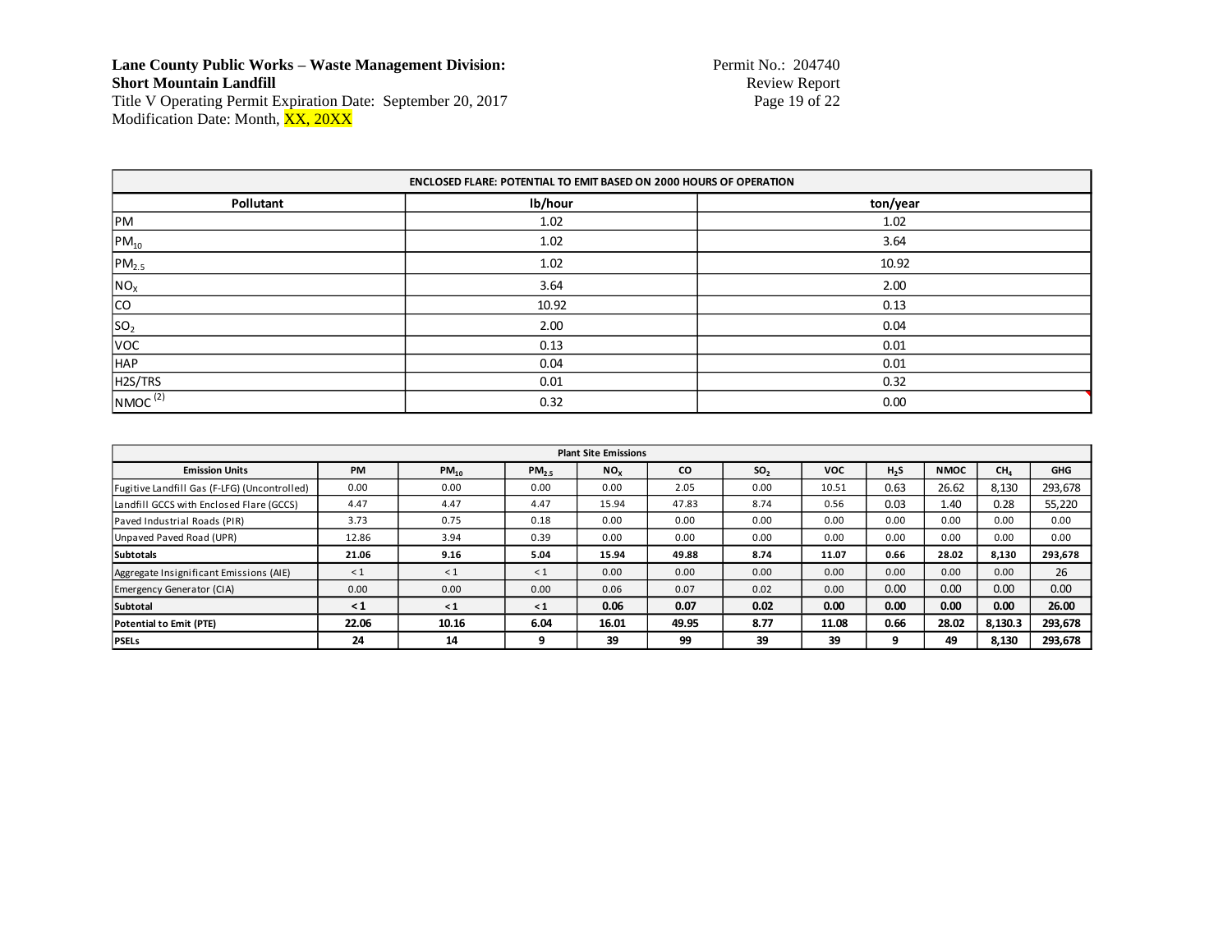| ENCLOSED FLARE: POTENTIAL TO EMIT BASED ON 2000 HOURS OF OPERATION | | |
|---|---|---|
| Pollutant | lb/hour | ton/year |
| PM | 1.02 | 1.02 |
| $PM_{10}$ | 1.02 | 3.64 |
| $PM_{2.5}$ | 1.02 | 10.92 |
| $NO_X$ | 3.64 | 2.00 |
| CO | 10.92 | 0.13 |
| $SO_2$ | 2.00 | 0.04 |
| VOC | 0.13 | 0.01 |
| HAP | 0.04 | 0.01 |
| H2S/TRS | 0.01 | 0.32 |
| NMOC [(2)] | 0.32 | 0.00 |

| Plant Site Emissions | | | | | | | | | | | |
|---|---|---|---|---|---|---|---|---|---|---|---|
| Emission Units | PM | $PM_{10}$ | $PM_{2.5}$ | $NO_X$ | CO | $SO_2$ | VOC | $H_2S$ | NMOC | $CH_4$ | GHG |
| Fugitive Landfill Gas (F-LFG) (Uncontrolled) | 0.00 | 0.00 | 0.00 | 0.00 | 2.05 | 0.00 | 10.51 | 0.63 | 26.62 | 8,130 | 293,678 |
| Landfill GCCS with Enclosed Flare (GCCS) | 4.47 | 4.47 | 4.47 | 15.94 | 47.83 | 8.74 | 0.56 | 0.03 | 1.40 | 0.28 | 55,220 |
| Paved Industrial Roads (PIR) | 3.73 | 0.75 | 0.18 | 0.00 | 0.00 | 0.00 | 0.00 | 0.00 | 0.00 | 0.00 | 0.00 |
| Unpaved Paved Road (UPR) | 12.86 | 3.94 | 0.39 | 0.00 | 0.00 | 0.00 | 0.00 | 0.00 | 0.00 | 0.00 | 0.00 |
| **Subtotals** | **21.06** | **9.16** | **5.04** | **15.94** | **49.88** | **8.74** | **11.07** | **0.66** | **28.02** | **8,130** | **293,678** |
| Aggregate Insignificant Emissions (AIE) | < 1 | < 1 | < 1 | 0.00 | 0.00 | 0.00 | 0.00 | 0.00 | 0.00 | 0.00 | 26 |
| Emergency Generator (CIA) | 0.00 | 0.00 | 0.00 | 0.06 | 0.07 | 0.02 | 0.00 | 0.00 | 0.00 | 0.00 | 0.00 |
| **Subtotal** | **< 1** | **< 1** | **< 1** | **0.06** | **0.07** | **0.02** | **0.00** | **0.00** | **0.00** | **0.00** | **26.00** |
| **Potential to Emit (PTE)** | **22.06** | **10.16** | **6.04** | **16.01** | **49.95** | **8.77** | **11.08** | **0.66** | **28.02** | **8,130.3** | **293,678** |
| **PSELs** | **24** | **14** | **9** | **39** | **99** | **39** | **39** | **9** | **49** | **8,130** | **293,678** |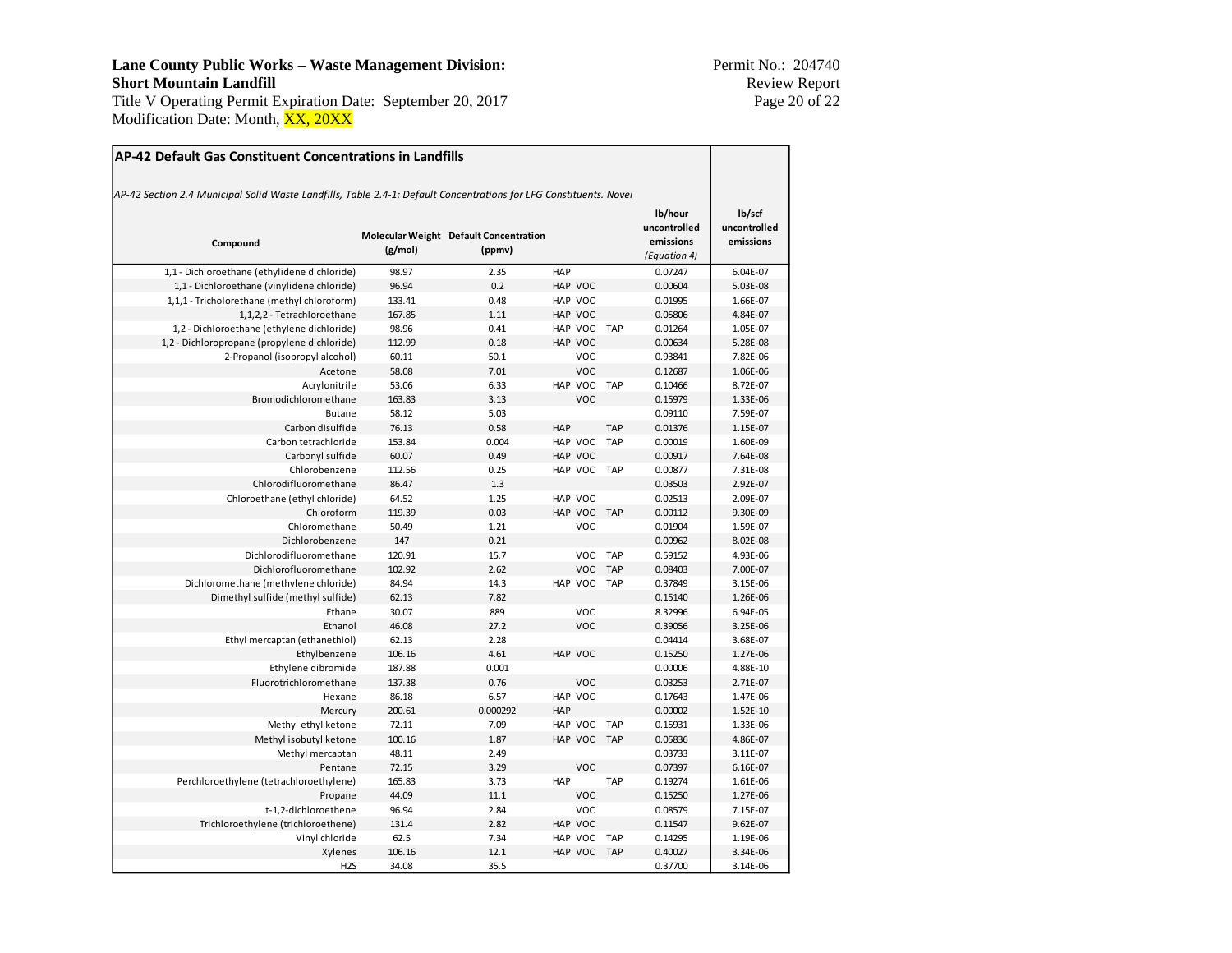**AP-42 Default Gas Constituent Concentrations in Landfills**

*AP-42 Section 2.4 Municipal Solid Waste Landfills, Table 2.4-1: Default Concentrations for LFG Constituents. Nover*

| Compound | Molecular Weight (g/mol) | Default Concentration (ppmv) | | | | lb/hour uncontrolled emissions *(Equation 4)* | lb/scf uncontrolled emissions |
|---|---|---|---|---|---|---|---|
| 1,1 - Dichloroethane (ethylidene dichloride) | 98.97 | 2.35 | HAP | | | 0.07247 | 6.04E-07 |
| 1,1 - Dichloroethane (vinylidene chloride) | 96.94 | 0.2 | HAP | VOC | | 0.00604 | 5.03E-08 |
| 1,1,1 - Tricholoroethane (methyl chloroform) | 133.41 | 0.48 | HAP | VOC | | 0.01995 | 1.66E-07 |
| 1,1,2,2 - Tetrachloroethane | 167.85 | 1.11 | HAP | VOC | | 0.05806 | 4.84E-07 |
| 1,2 - Dichloroethane (ethylene dichloride) | 98.96 | 0.41 | HAP | VOC | TAP | 0.01264 | 1.05E-07 |
| 1,2 - Dichloropropane (propylene dichloride) | 112.99 | 0.18 | HAP | VOC | | 0.00634 | 5.28E-08 |
| 2-Propanol (isopropyl alcohol) | 60.11 | 50.1 | | VOC | | 0.93841 | 7.82E-06 |
| Acetone | 58.08 | 7.01 | | VOC | | 0.12687 | 1.06E-06 |
| Acrylonitrile | 53.06 | 6.33 | HAP | VOC | TAP | 0.10466 | 8.72E-07 |
| Bromodichloromethane | 163.83 | 3.13 | | VOC | | 0.15979 | 1.33E-06 |
| Butane | 58.12 | 5.03 | | | | 0.09110 | 7.59E-07 |
| Carbon disulfide | 76.13 | 0.58 | HAP | | TAP | 0.01376 | 1.15E-07 |
| Carbon tetrachloride | 153.84 | 0.004 | HAP | VOC | TAP | 0.00019 | 1.60E-09 |
| Carbonyl sulfide | 60.07 | 0.49 | HAP | VOC | | 0.00917 | 7.64E-08 |
| Chlorobenzene | 112.56 | 0.25 | HAP | VOC | TAP | 0.00877 | 7.31E-08 |
| Chlorodifluoromethane | 86.47 | 1.3 | | | | 0.03503 | 2.92E-07 |
| Chloroethane (ethyl chloride) | 64.52 | 1.25 | HAP | VOC | | 0.02513 | 2.09E-07 |
| Chloroform | 119.39 | 0.03 | HAP | VOC | TAP | 0.00112 | 9.30E-09 |
| Chloromethane | 50.49 | 1.21 | | VOC | | 0.01904 | 1.59E-07 |
| Dichlorobenzene | 147 | 0.21 | | | | 0.00962 | 8.02E-08 |
| Dichlorodifluoromethane | 120.91 | 15.7 | | VOC | TAP | 0.59152 | 4.93E-06 |
| Dichlorofluoromethane | 102.92 | 2.62 | | VOC | TAP | 0.08403 | 7.00E-07 |
| Dichloromethane (methylene chloride) | 84.94 | 14.3 | HAP | VOC | TAP | 0.37849 | 3.15E-06 |
| Dimethyl sulfide (methyl sulfide) | 62.13 | 7.82 | | | | 0.15140 | 1.26E-06 |
| Ethane | 30.07 | 889 | | VOC | | 8.32996 | 6.94E-05 |
| Ethanol | 46.08 | 27.2 | | VOC | | 0.39056 | 3.25E-06 |
| Ethyl mercaptan (ethanethiol) | 62.13 | 2.28 | | | | 0.04414 | 3.68E-07 |
| Ethylbenzene | 106.16 | 4.61 | HAP | VOC | | 0.15250 | 1.27E-06 |
| Ethylene dibromide | 187.88 | 0.001 | | | | 0.00006 | 4.88E-10 |
| Fluorotrichloromethane | 137.38 | 0.76 | | VOC | | 0.03253 | 2.71E-07 |
| Hexane | 86.18 | 6.57 | HAP | VOC | | 0.17643 | 1.47E-06 |
| Mercury | 200.61 | 0.000292 | HAP | | | 0.00002 | 1.52E-10 |
| Methyl ethyl ketone | 72.11 | 7.09 | HAP | VOC | TAP | 0.15931 | 1.33E-06 |
| Methyl isobutyl ketone | 100.16 | 1.87 | HAP | VOC | TAP | 0.05836 | 4.86E-07 |
| Methyl mercaptan | 48.11 | 2.49 | | | | 0.03733 | 3.11E-07 |
| Pentane | 72.15 | 3.29 | | VOC | | 0.07397 | 6.16E-07 |
| Perchloroethylene (tetrachloroethylene) | 165.83 | 3.73 | HAP | | TAP | 0.19274 | 1.61E-06 |
| Propane | 44.09 | 11.1 | | VOC | | 0.15250 | 1.27E-06 |
| t-1,2-dichloroethene | 96.94 | 2.84 | | VOC | | 0.08579 | 7.15E-07 |
| Trichloroethylene (trichloroethene) | 131.4 | 2.82 | HAP | VOC | | 0.11547 | 9.62E-07 |
| Vinyl chloride | 62.5 | 7.34 | HAP | VOC | TAP | 0.14295 | 1.19E-06 |
| Xylenes | 106.16 | 12.1 | HAP | VOC | TAP | 0.40027 | 3.34E-06 |
| H2S | 34.08 | 35.5 | | | | 0.37700 | 3.14E-06 |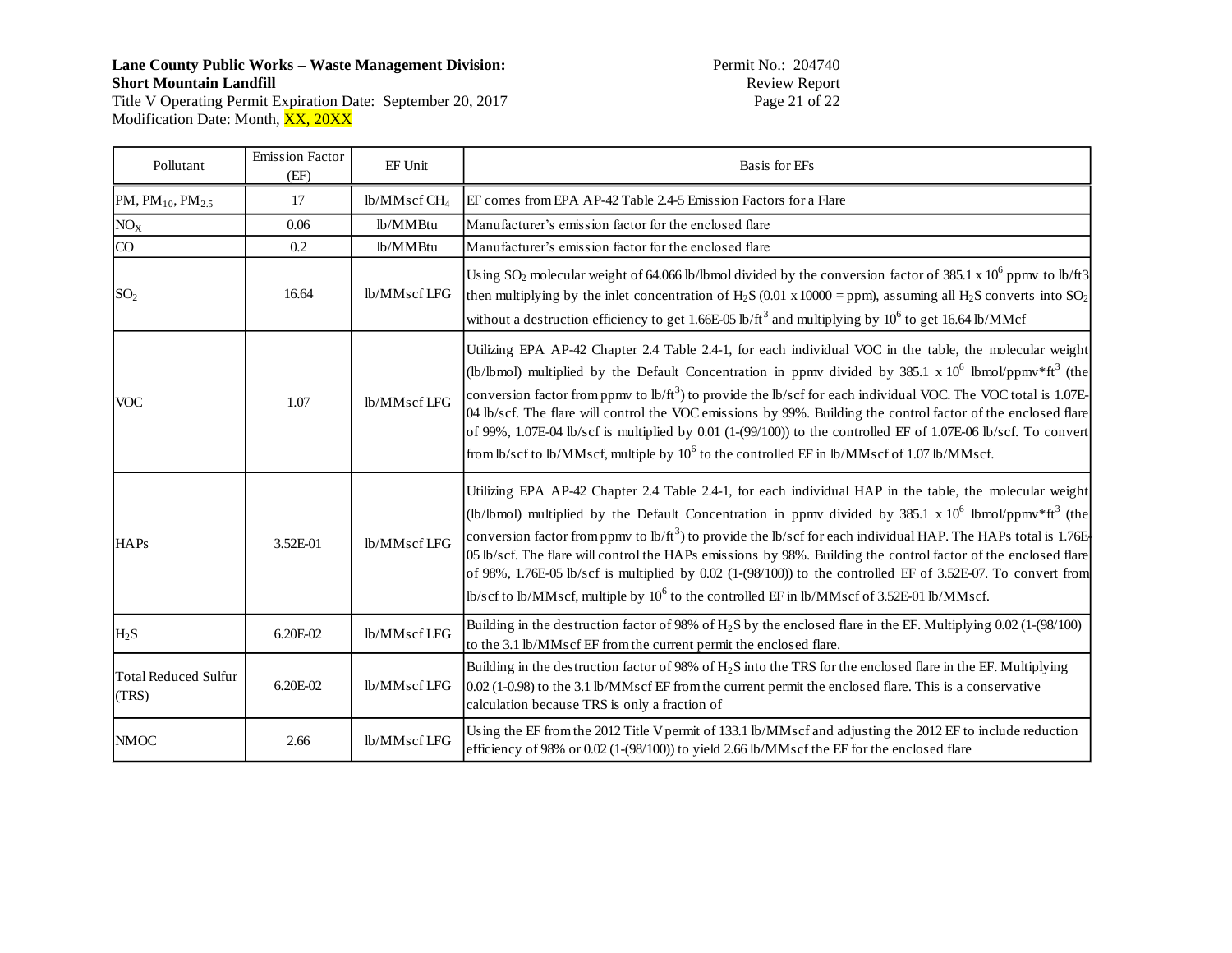| Pollutant | Emission Factor (EF) | EF Unit | Basis for EFs |
|---|---|---|---|
| PM, $PM_{10}$, $PM_{2.5}$ | 17 | lb/MMscf $CH_4$ | EF comes from EPA AP-42 Table 2.4-5 Emission Factors for a Flare |
| $NO_X$ | 0.06 | lb/MMBtu | Manufacturer's emission factor for the enclosed flare |
| CO | 0.2 | lb/MMBtu | Manufacturer's emission factor for the enclosed flare |
| $SO_2$ | 16.64 | lb/MMscf LFG | Using $SO_2$ molecular weight of 64.066 lb/lbmol divided by the conversion factor of 385.1 x $10^6$ ppmv to lb/ft3 then multiplying by the inlet concentration of $H_2S$ (0.01 x 10000 = ppm), assuming all $H_2S$ converts into $SO_2$ without a destruction efficiency to get 1.66E-05 lb/ft$^3$ and multiplying by $10^6$ to get 16.64 lb/MMcf |
| VOC | 1.07 | lb/MMscf LFG | Utilizing EPA AP-42 Chapter 2.4 Table 2.4-1, for each individual VOC in the table, the molecular weight (lb/lbmol) multiplied by the Default Concentration in ppmv divided by 385.1 x $10^6$ lbmol/ppmv*ft$^3$ (the conversion factor from ppmv to lb/ft$^3$) to provide the lb/scf for each individual VOC. The VOC total is 1.07E-04 lb/scf. The flare will control the VOC emissions by 99%. Building the control factor of the enclosed flare of 99%, 1.07E-04 lb/scf is multiplied by 0.01 (1-(99/100)) to the controlled EF of 1.07E-06 lb/scf. To convert from lb/scf to lb/MMscf, multiple by $10^6$ to the controlled EF in lb/MMscf of 1.07 lb/MMscf. |
| HAPs | 3.52E-01 | lb/MMscf LFG | Utilizing EPA AP-42 Chapter 2.4 Table 2.4-1, for each individual HAP in the table, the molecular weight (lb/lbmol) multiplied by the Default Concentration in ppmv divided by 385.1 x $10^6$ lbmol/ppmv*ft$^3$ (the conversion factor from ppmv to lb/ft$^3$) to provide the lb/scf for each individual HAP. The HAPs total is 1.76E-05 lb/scf. The flare will control the HAPs emissions by 98%. Building the control factor of the enclosed flare of 98%, 1.76E-05 lb/scf is multiplied by 0.02 (1-(98/100)) to the controlled EF of 3.52E-07. To convert from lb/scf to lb/MMscf, multiple by $10^6$ to the controlled EF in lb/MMscf of 3.52E-01 lb/MMscf. |
| $H_2S$ | 6.20E-02 | lb/MMscf LFG | Building in the destruction factor of 98% of $H_2S$ by the enclosed flare in the EF. Multiplying 0.02 (1-(98/100) to the 3.1 lb/MMscf EF from the current permit the enclosed flare. |
| Total Reduced Sulfur (TRS) | 6.20E-02 | lb/MMscf LFG | Building in the destruction factor of 98% of $H_2S$ into the TRS for the enclosed flare in the EF. Multiplying 0.02 (1-0.98) to the 3.1 lb/MMscf EF from the current permit the enclosed flare. This is a conservative calculation because TRS is only a fraction of |
| NMOC | 2.66 | lb/MMscf LFG | Using the EF from the 2012 Title V permit of 133.1 lb/MMscf and adjusting the 2012 EF to include reduction efficiency of 98% or 0.02 (1-(98/100)) to yield 2.66 lb/MMscf the EF for the enclosed flare |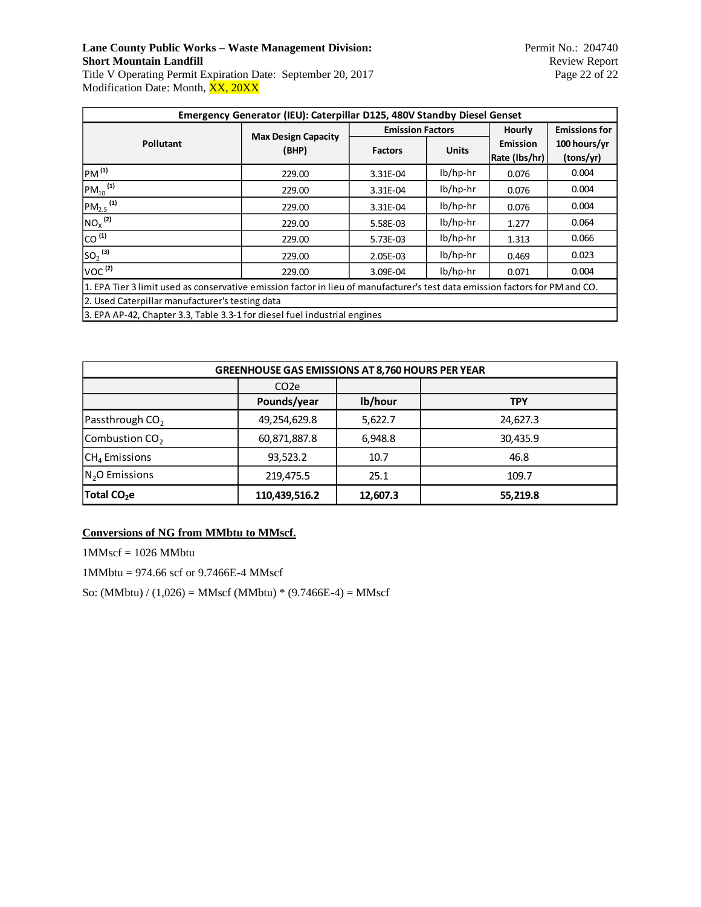| Emergency Generator (IEU): Caterpillar D125, 480V Standby Diesel Genset | | | | | |
|---|---|---|---|---|---|
| Pollutant | Max Design Capacity (BHP) | Emission Factors | | Hourly Emission Rate (lbs/hr) | Emissions for 100 hours/yr (tons/yr) |
| | | Factors | Units | | |
| PM [(1)] | 229.00 | 3.31E-04 | lb/hp-hr | 0.076 | 0.004 |
| $PM_{10}$ [(1)] | 229.00 | 3.31E-04 | lb/hp-hr | 0.076 | 0.004 |
| $PM_{2.5}$ [(1)] | 229.00 | 3.31E-04 | lb/hp-hr | 0.076 | 0.004 |
| $NO_x$ [(2)] | 229.00 | 5.58E-03 | lb/hp-hr | 1.277 | 0.064 |
| CO [(1)] | 229.00 | 5.73E-03 | lb/hp-hr | 1.313 | 0.066 |
| $SO_2$ [(3)] | 229.00 | 2.05E-03 | lb/hp-hr | 0.469 | 0.023 |
| VOC [(2)] | 229.00 | 3.09E-04 | lb/hp-hr | 0.071 | 0.004 |

1. EPA Tier 3 limit used as conservative emission factor in lieu of manufacturer's test data emission factors for PM and CO.
2. Used Caterpillar manufacturer's testing data
3. EPA AP-42, Chapter 3.3, Table 3.3-1 for diesel fuel industrial engines

| GREENHOUSE GAS EMISSIONS AT 8,760 HOURS PER YEAR | | | |
|---|---|---|---|
| | CO2e | | |
| | Pounds/year | lb/hour | TPY |
| Passthrough $CO_2$ | 49,254,629.8 | 5,622.7 | 24,627.3 |
| Combustion $CO_2$ | 60,871,887.8 | 6,948.8 | 30,435.9 |
| $CH_4$ Emissions | 93,523.2 | 10.7 | 46.8 |
| $N_2O$ Emissions | 219,475.5 | 25.1 | 109.7 |
| **Total $CO_2e$** | **110,439,516.2** | **12,607.3** | **55,219.8** |

**Conversions of NG from MMbtu to MMscf.**

1MMscf = 1026 MMbtu

1MMbtu = 974.66 scf or 9.7466E-4 MMscf

So: (MMbtu) / (1,026) = MMscf (MMbtu) * (9.7466E-4) = MMscf